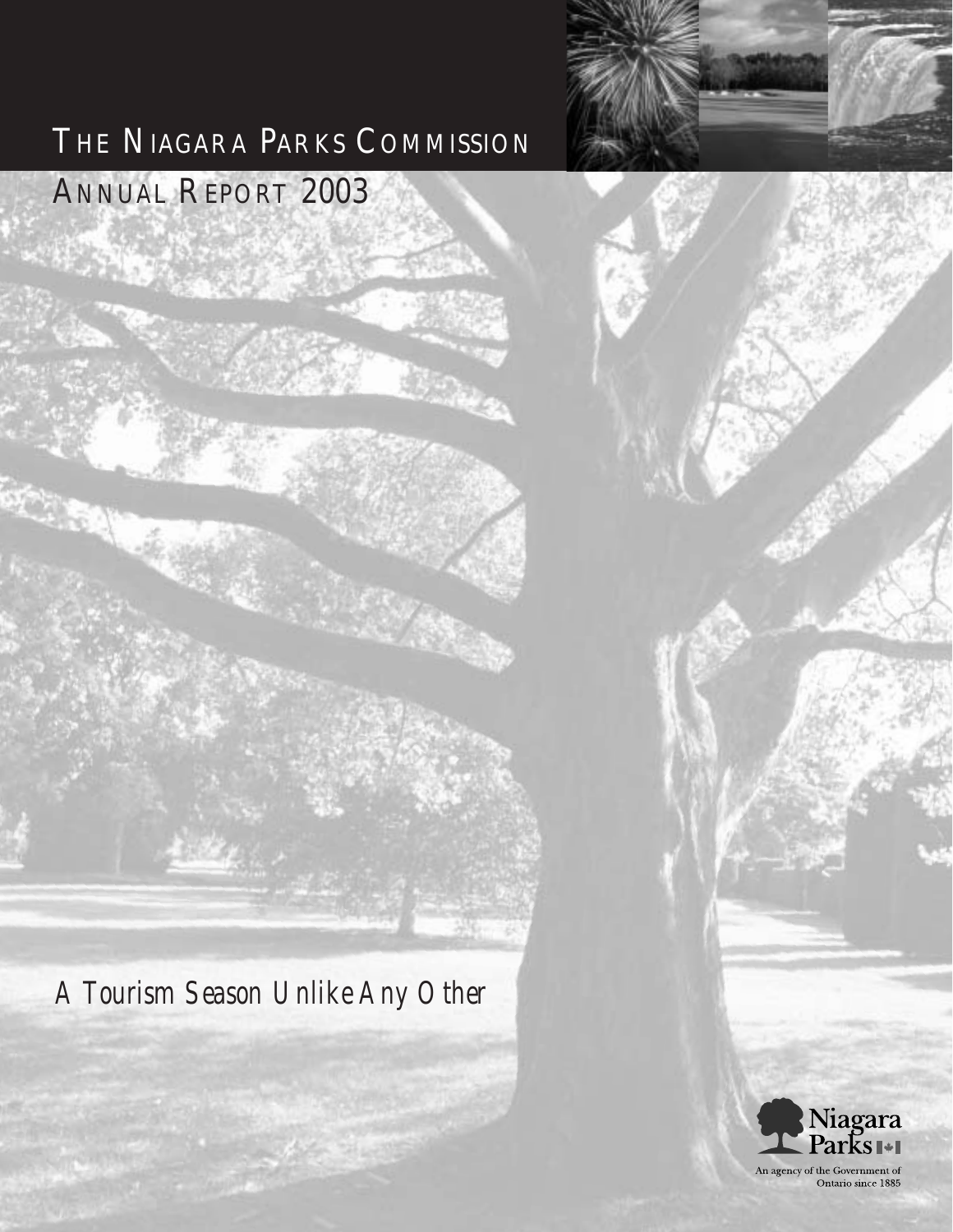# The Niagara Parks Commission

## Annual Report 2003

A Tourism Season Unlike Any Other

Niagara Parks

An agency of the Government of Ontario since 1885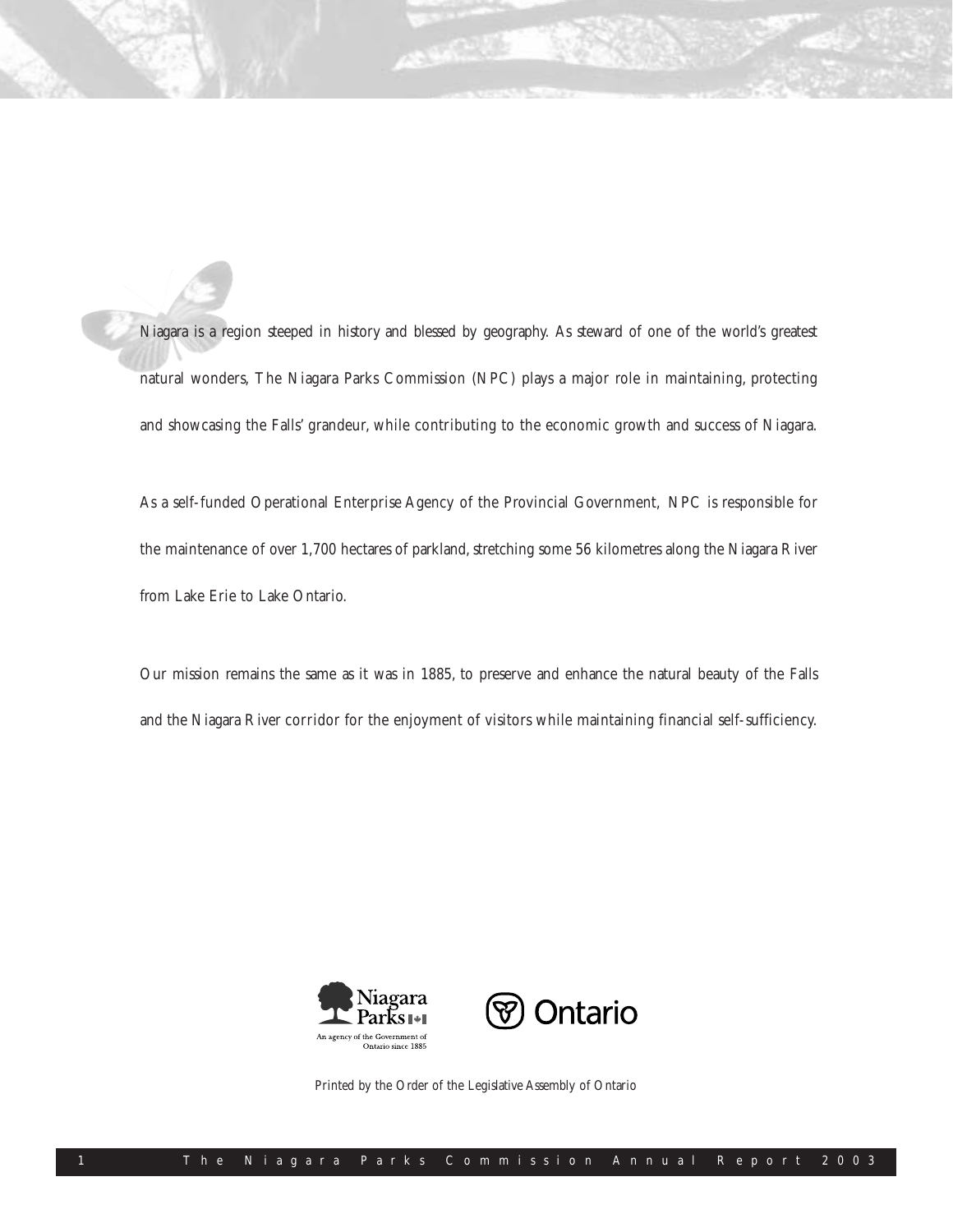Niagara is a region steeped in history and blessed by geography. As steward of one of the world's greatest natural wonders, The Niagara Parks Commission (NPC) plays a major role in maintaining, protecting and showcasing the Falls' grandeur, while contributing to the economic growth and success of Niagara.

As a self-funded Operational Enterprise Agency of the Provincial Government, NPC is responsible for the maintenance of over 1,700 hectares of parkland, stretching some 56 kilometres along the Niagara River from Lake Erie to Lake Ontario.

Our mission remains the same as it was in 1885, to preserve and enhance the natural beauty of the Falls and the Niagara River corridor for the enjoyment of visitors while maintaining financial self-sufficiency.

Niagara Parks — An agency of the Government of Ontario since 1885

Ontario

Printed by the Order of the Legislative Assembly of Ontario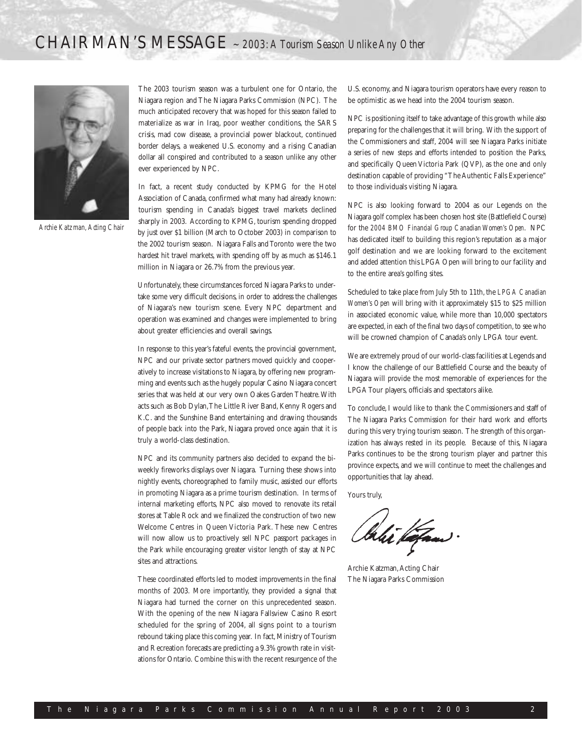# CHAIRMAN'S MESSAGE ~ *2003: A Tourism Season Unlike Any Other*

*Archie Katzman, Acting Chair*

The 2003 tourism season was a turbulent one for Ontario, the Niagara region and The Niagara Parks Commission (NPC). The much anticipated recovery that was hoped for this season failed to materialize as war in Iraq, poor weather conditions, the SARS crisis, mad cow disease, a provincial power blackout, continued border delays, a weakened U.S. economy and a rising Canadian dollar all conspired and contributed to a season unlike any other ever experienced by NPC.

In fact, a recent study conducted by KPMG for the Hotel Association of Canada, confirmed what many had already known: tourism spending in Canada's biggest travel markets declined sharply in 2003. According to KPMG, tourism spending dropped by just over $1 billion (March to October 2003) in comparison to the 2002 tourism season. Niagara Falls and Toronto were the two hardest hit travel markets, with spending off by as much as $146.1 million in Niagara or 26.7% from the previous year.

Unfortunately, these circumstances forced Niagara Parks to undertake some very difficult decisions, in order to address the challenges of Niagara's new tourism scene. Every NPC department and operation was examined and changes were implemented to bring about greater efficiencies and overall savings.

In response to this year's fateful events, the provincial government, NPC and our private sector partners moved quickly and cooperatively to increase visitations to Niagara, by offering new programming and events such as the hugely popular Casino Niagara concert series that was held at our very own Oakes Garden Theatre. With acts such as Bob Dylan, The Little River Band, Kenny Rogers and K.C. and the Sunshine Band entertaining and drawing thousands of people back into the Park, Niagara proved once again that it is truly a world-class destination.

NPC and its community partners also decided to expand the bi-weekly fireworks displays over Niagara. Turning these shows into nightly events, choreographed to family music, assisted our efforts in promoting Niagara as a prime tourism destination. In terms of internal marketing efforts, NPC also moved to renovate its retail stores at Table Rock and we finalized the construction of two new Welcome Centres in Queen Victoria Park. These new Centres will now allow us to proactively sell NPC passport packages in the Park while encouraging greater visitor length of stay at NPC sites and attractions.

These coordinated efforts led to modest improvements in the final months of 2003. More importantly, they provided a signal that Niagara had turned the corner on this unprecedented season. With the opening of the new Niagara Fallsview Casino Resort scheduled for the spring of 2004, all signs point to a tourism rebound taking place this coming year. In fact, Ministry of Tourism and Recreation forecasts are predicting a 9.3% growth rate in visitations for Ontario. Combine this with the recent resurgence of the U.S. economy, and Niagara tourism operators have every reason to be optimistic as we head into the 2004 tourism season.

NPC is positioning itself to take advantage of this growth while also preparing for the challenges that it will bring. With the support of the Commissioners and staff, 2004 will see Niagara Parks initiate a series of new steps and efforts intended to position the Parks, and specifically Queen Victoria Park (QVP), as the one and only destination capable of providing "The Authentic Falls Experience" to those individuals visiting Niagara.

NPC is also looking forward to 2004 as our Legends on the Niagara golf complex has been chosen host site (Battlefield Course) for the *2004 BMO Financial Group Canadian Women's Open*. NPC has dedicated itself to building this region's reputation as a major golf destination and we are looking forward to the excitement and added attention this LPGA Open will bring to our facility and to the entire area's golfing sites.

Scheduled to take place from July 5th to 11th, the *LPGA Canadian Women's Open* will bring with it approximately $15 to $25 million in associated economic value, while more than 10,000 spectators are expected, in each of the final two days of competition, to see who will be crowned champion of Canada's only LPGA tour event.

We are extremely proud of our world-class facilities at Legends and I know the challenge of our Battlefield Course and the beauty of Niagara will provide the most memorable of experiences for the LPGA Tour players, officials and spectators alike.

To conclude, I would like to thank the Commissioners and staff of The Niagara Parks Commission for their hard work and efforts during this very trying tourism season. The strength of this organization has always rested in its people. Because of this, Niagara Parks continues to be the strong tourism player and partner this province expects, and we will continue to meet the challenges and opportunities that lay ahead.

Yours truly,

Archie Katzman, Acting Chair
The Niagara Parks Commission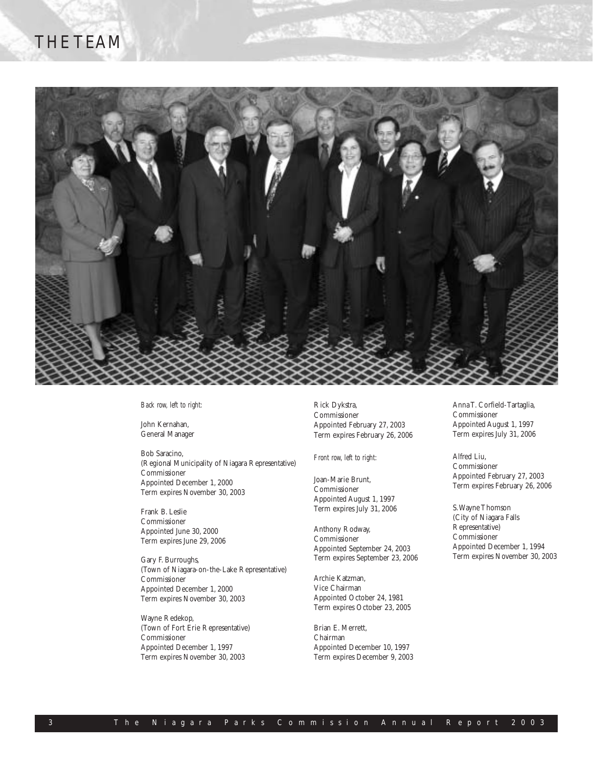# THE TEAM

*Back row, left to right:*

John Kernahan,
General Manager

Bob Saracino,
(Regional Municipality of Niagara Representative)
Commissioner
Appointed December 1, 2000
Term expires November 30, 2003

Frank B. Leslie
Commissioner
Appointed June 30, 2000
Term expires June 29, 2006

Gary F. Burroughs,
(Town of Niagara-on-the-Lake Representative)
Commissioner
Appointed December 1, 2000
Term expires November 30, 2003

Wayne Redekop,
(Town of Fort Erie Representative)
Commissioner
Appointed December 1, 1997
Term expires November 30, 2003

Rick Dykstra,
Commissioner
Appointed February 27, 2003
Term expires February 26, 2006

*Front row, left to right:*

Joan-Marie Brunt,
Commissioner
Appointed August 1, 1997
Term expires July 31, 2006

Anthony Rodway,
Commissioner
Appointed September 24, 2003
Term expires September 23, 2006

Archie Katzman,
Vice Chairman
Appointed October 24, 1981
Term expires October 23, 2005

Brian E. Merrett,
Chairman
Appointed December 10, 1997
Term expires December 9, 2003

Anna T. Corfield-Tartaglia,
Commissioner
Appointed August 1, 1997
Term expires July 31, 2006

Alfred Liu,
Commissioner
Appointed February 27, 2003
Term expires February 26, 2006

S. Wayne Thomson
(City of Niagara Falls Representative)
Commissioner
Appointed December 1, 1994
Term expires November 30, 2003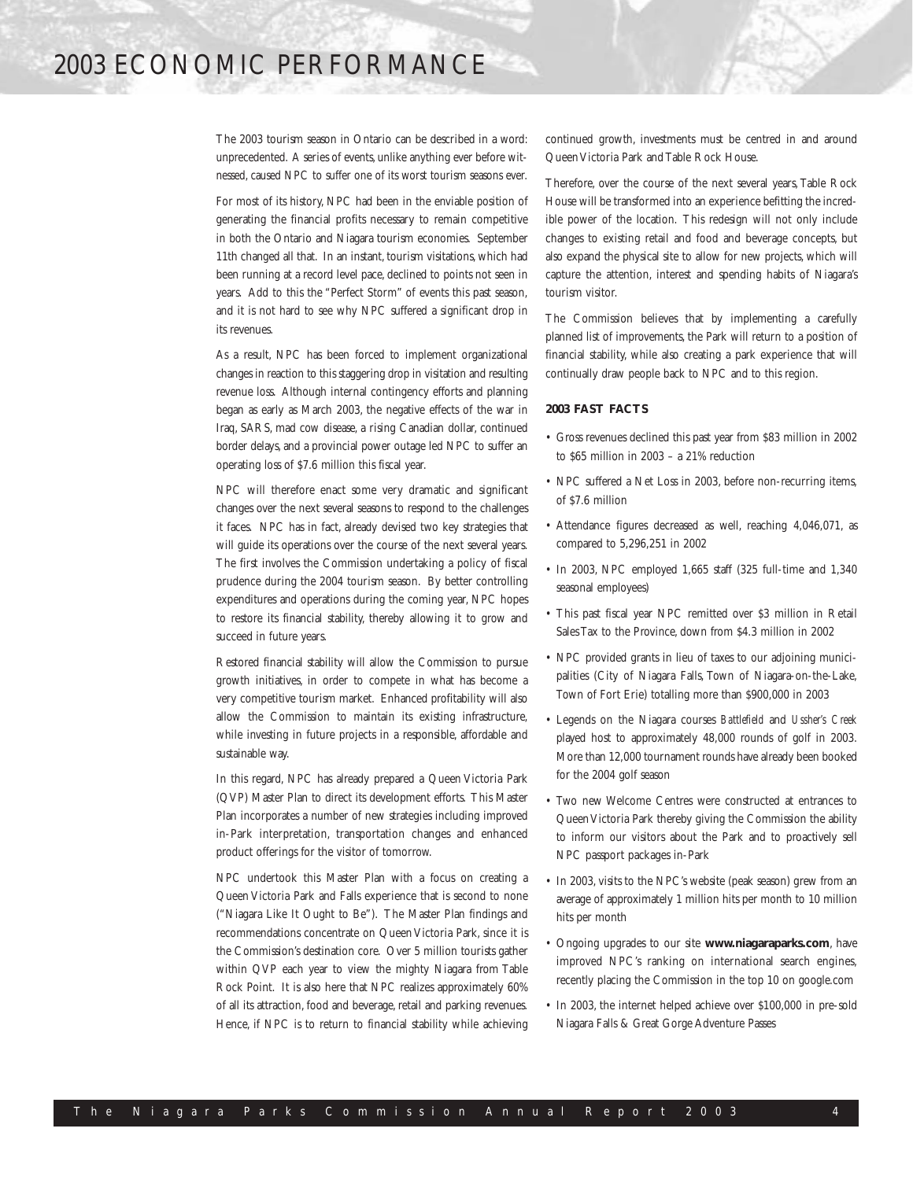# 2003 ECONOMIC PERFORMANCE

The 2003 tourism season in Ontario can be described in a word: unprecedented. A series of events, unlike anything ever before witnessed, caused NPC to suffer one of its worst tourism seasons ever.

For most of its history, NPC had been in the enviable position of generating the financial profits necessary to remain competitive in both the Ontario and Niagara tourism economies. September 11th changed all that. In an instant, tourism visitations, which had been running at a record level pace, declined to points not seen in years. Add to this the "Perfect Storm" of events this past season, and it is not hard to see why NPC suffered a significant drop in its revenues.

As a result, NPC has been forced to implement organizational changes in reaction to this staggering drop in visitation and resulting revenue loss. Although internal contingency efforts and planning began as early as March 2003, the negative effects of the war in Iraq, SARS, mad cow disease, a rising Canadian dollar, continued border delays, and a provincial power outage led NPC to suffer an operating loss of $7.6 million this fiscal year.

NPC will therefore enact some very dramatic and significant changes over the next several seasons to respond to the challenges it faces. NPC has in fact, already devised two key strategies that will guide its operations over the course of the next several years. The first involves the Commission undertaking a policy of fiscal prudence during the 2004 tourism season. By better controlling expenditures and operations during the coming year, NPC hopes to restore its financial stability, thereby allowing it to grow and succeed in future years.

Restored financial stability will allow the Commission to pursue growth initiatives, in order to compete in what has become a very competitive tourism market. Enhanced profitability will also allow the Commission to maintain its existing infrastructure, while investing in future projects in a responsible, affordable and sustainable way.

In this regard, NPC has already prepared a Queen Victoria Park (QVP) Master Plan to direct its development efforts. This Master Plan incorporates a number of new strategies including improved in-Park interpretation, transportation changes and enhanced product offerings for the visitor of tomorrow.

NPC undertook this Master Plan with a focus on creating a Queen Victoria Park and Falls experience that is second to none ("Niagara Like It Ought to Be"). The Master Plan findings and recommendations concentrate on Queen Victoria Park, since it is the Commission's destination core. Over 5 million tourists gather within QVP each year to view the mighty Niagara from Table Rock Point. It is also here that NPC realizes approximately 60% of all its attraction, food and beverage, retail and parking revenues. Hence, if NPC is to return to financial stability while achieving continued growth, investments must be centred in and around Queen Victoria Park and Table Rock House.

Therefore, over the course of the next several years, Table Rock House will be transformed into an experience befitting the incredible power of the location. This redesign will not only include changes to existing retail and food and beverage concepts, but also expand the physical site to allow for new projects, which will capture the attention, interest and spending habits of Niagara's tourism visitor.

The Commission believes that by implementing a carefully planned list of improvements, the Park will return to a position of financial stability, while also creating a park experience that will continually draw people back to NPC and to this region.

**2003 FAST FACTS**

- Gross revenues declined this past year from $83 million in 2002 to $65 million in 2003 – a 21% reduction
- NPC suffered a Net Loss in 2003, before non-recurring items, of $7.6 million
- Attendance figures decreased as well, reaching 4,046,071, as compared to 5,296,251 in 2002
- In 2003, NPC employed 1,665 staff (325 full-time and 1,340 seasonal employees)
- This past fiscal year NPC remitted over $3 million in Retail Sales Tax to the Province, down from $4.3 million in 2002
- NPC provided grants in lieu of taxes to our adjoining municipalities (City of Niagara Falls, Town of Niagara-on-the-Lake, Town of Fort Erie) totalling more than $900,000 in 2003
- Legends on the Niagara courses *Battlefield* and *Ussher's Creek* played host to approximately 48,000 rounds of golf in 2003. More than 12,000 tournament rounds have already been booked for the 2004 golf season
- Two new Welcome Centres were constructed at entrances to Queen Victoria Park thereby giving the Commission the ability to inform our visitors about the Park and to proactively sell NPC passport packages in-Park
- In 2003, visits to the NPC's website (peak season) grew from an average of approximately 1 million hits per month to 10 million hits per month
- Ongoing upgrades to our site **www.niagaraparks.com**, have improved NPC's ranking on international search engines, recently placing the Commission in the top 10 on google.com
- In 2003, the internet helped achieve over $100,000 in pre-sold Niagara Falls & Great Gorge Adventure Passes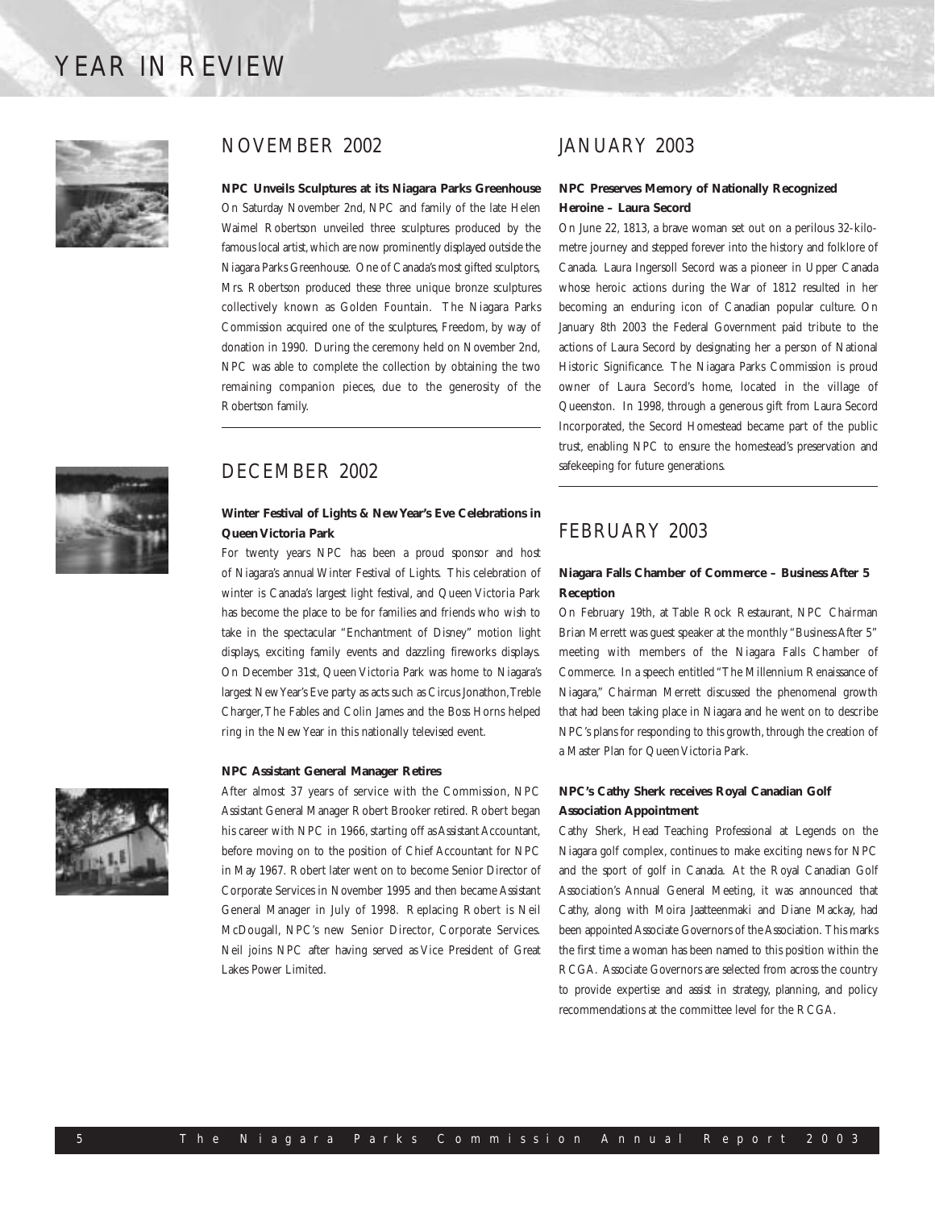# YEAR IN REVIEW

## NOVEMBER 2002

**NPC Unveils Sculptures at its Niagara Parks Greenhouse**

On Saturday November 2nd, NPC and family of the late Helen Waimel Robertson unveiled three sculptures produced by the famous local artist, which are now prominently displayed outside the Niagara Parks Greenhouse. One of Canada's most gifted sculptors, Mrs. Robertson produced these three unique bronze sculptures collectively known as Golden Fountain. The Niagara Parks Commission acquired one of the sculptures, Freedom, by way of donation in 1990. During the ceremony held on November 2nd, NPC was able to complete the collection by obtaining the two remaining companion pieces, due to the generosity of the Robertson family.

## DECEMBER 2002

**Winter Festival of Lights & New Year's Eve Celebrations in Queen Victoria Park**

For twenty years NPC has been a proud sponsor and host of Niagara's annual Winter Festival of Lights. This celebration of winter is Canada's largest light festival, and Queen Victoria Park has become the place to be for families and friends who wish to take in the spectacular "Enchantment of Disney" motion light displays, exciting family events and dazzling fireworks displays. On December 31st, Queen Victoria Park was home to Niagara's largest New Year's Eve party as acts such as Circus Jonathon, Treble Charger, The Fables and Colin James and the Boss Horns helped ring in the New Year in this nationally televised event.

**NPC Assistant General Manager Retires**

After almost 37 years of service with the Commission, NPC Assistant General Manager Robert Brooker retired. Robert began his career with NPC in 1966, starting off as Assistant Accountant, before moving on to the position of Chief Accountant for NPC in May 1967. Robert later went on to become Senior Director of Corporate Services in November 1995 and then became Assistant General Manager in July of 1998. Replacing Robert is Neil McDougall, NPC's new Senior Director, Corporate Services. Neil joins NPC after having served as Vice President of Great Lakes Power Limited.

## JANUARY 2003

**NPC Preserves Memory of Nationally Recognized Heroine – Laura Secord**

On June 22, 1813, a brave woman set out on a perilous 32-kilometre journey and stepped forever into the history and folklore of Canada. Laura Ingersoll Secord was a pioneer in Upper Canada whose heroic actions during the War of 1812 resulted in her becoming an enduring icon of Canadian popular culture. On January 8th 2003 the Federal Government paid tribute to the actions of Laura Secord by designating her a person of National Historic Significance. The Niagara Parks Commission is proud owner of Laura Secord's home, located in the village of Queenston. In 1998, through a generous gift from Laura Secord Incorporated, the Secord Homestead became part of the public trust, enabling NPC to ensure the homestead's preservation and safekeeping for future generations.

## FEBRUARY 2003

**Niagara Falls Chamber of Commerce – Business After 5 Reception**

On February 19th, at Table Rock Restaurant, NPC Chairman Brian Merrett was guest speaker at the monthly "Business After 5" meeting with members of the Niagara Falls Chamber of Commerce. In a speech entitled "The Millennium Renaissance of Niagara," Chairman Merrett discussed the phenomenal growth that had been taking place in Niagara and he went on to describe NPC's plans for responding to this growth, through the creation of a Master Plan for Queen Victoria Park.

**NPC's Cathy Sherk receives Royal Canadian Golf Association Appointment**

Cathy Sherk, Head Teaching Professional at Legends on the Niagara golf complex, continues to make exciting news for NPC and the sport of golf in Canada. At the Royal Canadian Golf Association's Annual General Meeting, it was announced that Cathy, along with Moira Jaatteenmaki and Diane Mackay, had been appointed Associate Governors of the Association. This marks the first time a woman has been named to this position within the RCGA. Associate Governors are selected from across the country to provide expertise and assist in strategy, planning, and policy recommendations at the committee level for the RCGA.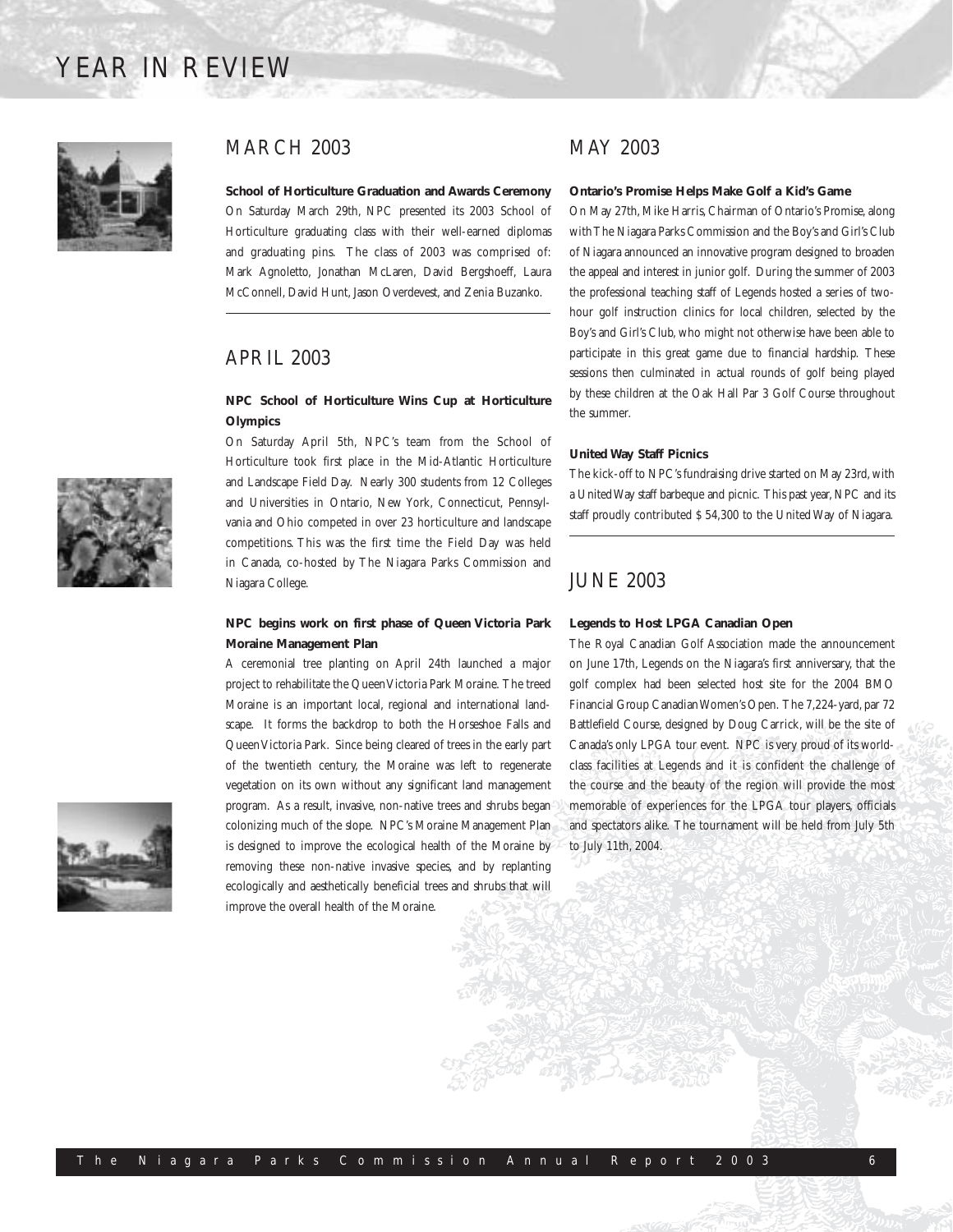# YEAR IN REVIEW

## MARCH 2003

**School of Horticulture Graduation and Awards Ceremony**

On Saturday March 29th, NPC presented its 2003 School of Horticulture graduating class with their well-earned diplomas and graduating pins. The class of 2003 was comprised of: Mark Agnoletto, Jonathan McLaren, David Bergshoeff, Laura McConnell, David Hunt, Jason Overdevest, and Zenia Buzanko.

## APRIL 2003

**NPC School of Horticulture Wins Cup at Horticulture Olympics**

On Saturday April 5th, NPC's team from the School of Horticulture took first place in the Mid-Atlantic Horticulture and Landscape Field Day. Nearly 300 students from 12 Colleges and Universities in Ontario, New York, Connecticut, Pennsylvania and Ohio competed in over 23 horticulture and landscape competitions. This was the first time the Field Day was held in Canada, co-hosted by The Niagara Parks Commission and Niagara College.

**NPC begins work on first phase of Queen Victoria Park Moraine Management Plan**

A ceremonial tree planting on April 24th launched a major project to rehabilitate the Queen Victoria Park Moraine. The treed Moraine is an important local, regional and international landscape. It forms the backdrop to both the Horseshoe Falls and Queen Victoria Park. Since being cleared of trees in the early part of the twentieth century, the Moraine was left to regenerate vegetation on its own without any significant land management program. As a result, invasive, non-native trees and shrubs began colonizing much of the slope. NPC's Moraine Management Plan is designed to improve the ecological health of the Moraine by removing these non-native invasive species, and by replanting ecologically and aesthetically beneficial trees and shrubs that will improve the overall health of the Moraine.

## MAY 2003

**Ontario's Promise Helps Make Golf a Kid's Game**

On May 27th, Mike Harris, Chairman of Ontario's Promise, along with The Niagara Parks Commission and the Boy's and Girl's Club of Niagara announced an innovative program designed to broaden the appeal and interest in junior golf. During the summer of 2003 the professional teaching staff of Legends hosted a series of two-hour golf instruction clinics for local children, selected by the Boy's and Girl's Club, who might not otherwise have been able to participate in this great game due to financial hardship. These sessions then culminated in actual rounds of golf being played by these children at the Oak Hall Par 3 Golf Course throughout the summer.

**United Way Staff Picnics**

The kick-off to NPC's fundraising drive started on May 23rd, with a United Way staff barbeque and picnic. This past year, NPC and its staff proudly contributed $ 54,300 to the United Way of Niagara.

## JUNE 2003

**Legends to Host LPGA Canadian Open**

The Royal Canadian Golf Association made the announcement on June 17th, Legends on the Niagara's first anniversary, that the golf complex had been selected host site for the 2004 BMO Financial Group Canadian Women's Open. The 7,224-yard, par 72 Battlefield Course, designed by Doug Carrick, will be the site of Canada's only LPGA tour event. NPC is very proud of its world-class facilities at Legends and it is confident the challenge of the course and the beauty of the region will provide the most memorable of experiences for the LPGA tour players, officials and spectators alike. The tournament will be held from July 5th to July 11th, 2004.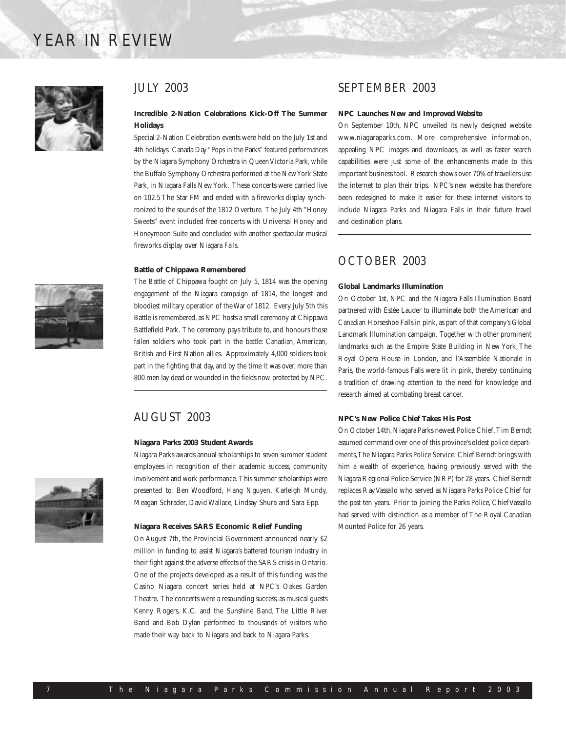# YEAR IN REVIEW

## JULY 2003

**Incredible 2-Nation Celebrations Kick-Off The Summer Holidays**

Special 2-Nation Celebration events were held on the July 1st and 4th holidays. Canada Day "Pops in the Parks" featured performances by the Niagara Symphony Orchestra in Queen Victoria Park, while the Buffalo Symphony Orchestra performed at the New York State Park, in Niagara Falls New York. These concerts were carried live on 102.5 The Star FM and ended with a fireworks display synchronized to the sounds of the 1812 Overture. The July 4th "Honey Sweets" event included free concerts with Universal Honey and Honeymoon Suite and concluded with another spectacular musical fireworks display over Niagara Falls.

**Battle of Chippawa Remembered**

The Battle of Chippawa fought on July 5, 1814 was the opening engagement of the Niagara campaign of 1814, the longest and bloodiest military operation of the War of 1812. Every July 5th this Battle is remembered, as NPC hosts a small ceremony at Chippawa Battlefield Park. The ceremony pays tribute to, and honours those fallen soldiers who took part in the battle: Canadian, American, British and First Nation allies. Approximately 4,000 soldiers took part in the fighting that day, and by the time it was over, more than 800 men lay dead or wounded in the fields now protected by NPC.

## AUGUST 2003

**Niagara Parks 2003 Student Awards**

Niagara Parks awards annual scholarships to seven summer student employees in recognition of their academic success, community involvement and work performance. This summer scholarships were presented to: Ben Woodford, Hang Nguyen, Karleigh Mundy, Meagan Schrader, David Wallace, Lindsay Shura and Sara Epp.

**Niagara Receives SARS Economic Relief Funding**

On August 7th, the Provincial Government announced nearly $2 million in funding to assist Niagara's battered tourism industry in their fight against the adverse effects of the SARS crisis in Ontario. One of the projects developed as a result of this funding was the Casino Niagara concert series held at NPC's Oakes Garden Theatre. The concerts were a resounding success, as musical guests Kenny Rogers, K.C. and the Sunshine Band, The Little River Band and Bob Dylan performed to thousands of visitors who made their way back to Niagara and back to Niagara Parks.

## SEPTEMBER 2003

**NPC Launches New and Improved Website**

On September 10th, NPC unveiled its newly designed website www.niagaraparks.com. More comprehensive information, appealing NPC images and downloads, as well as faster search capabilities were just some of the enhancements made to this important business tool. Research shows over 70% of travellers use the internet to plan their trips. NPC's new website has therefore been redesigned to make it easier for these internet visitors to include Niagara Parks and Niagara Falls in their future travel and destination plans.

## OCTOBER 2003

**Global Landmarks Illumination**

On October 1st, NPC and the Niagara Falls Illumination Board partnered with Estée Lauder to illuminate both the American and Canadian Horseshoe Falls in pink, as part of that company's Global Landmark Illumination campaign. Together with other prominent landmarks such as the Empire State Building in New York, The Royal Opera House in London, and l'Assemblée Nationale in Paris, the world-famous Falls were lit in pink, thereby continuing a tradition of drawing attention to the need for knowledge and research aimed at combating breast cancer.

**NPC's New Police Chief Takes His Post**

On October 14th, Niagara Parks newest Police Chief, Tim Berndt assumed command over one of this province's oldest police departments, The Niagara Parks Police Service. Chief Berndt brings with him a wealth of experience, having previously served with the Niagara Regional Police Service (NRP) for 28 years. Chief Berndt replaces Ray Vassallo who served as Niagara Parks Police Chief for the past ten years. Prior to joining the Parks Police, Chief Vassallo had served with distinction as a member of The Royal Canadian Mounted Police for 26 years.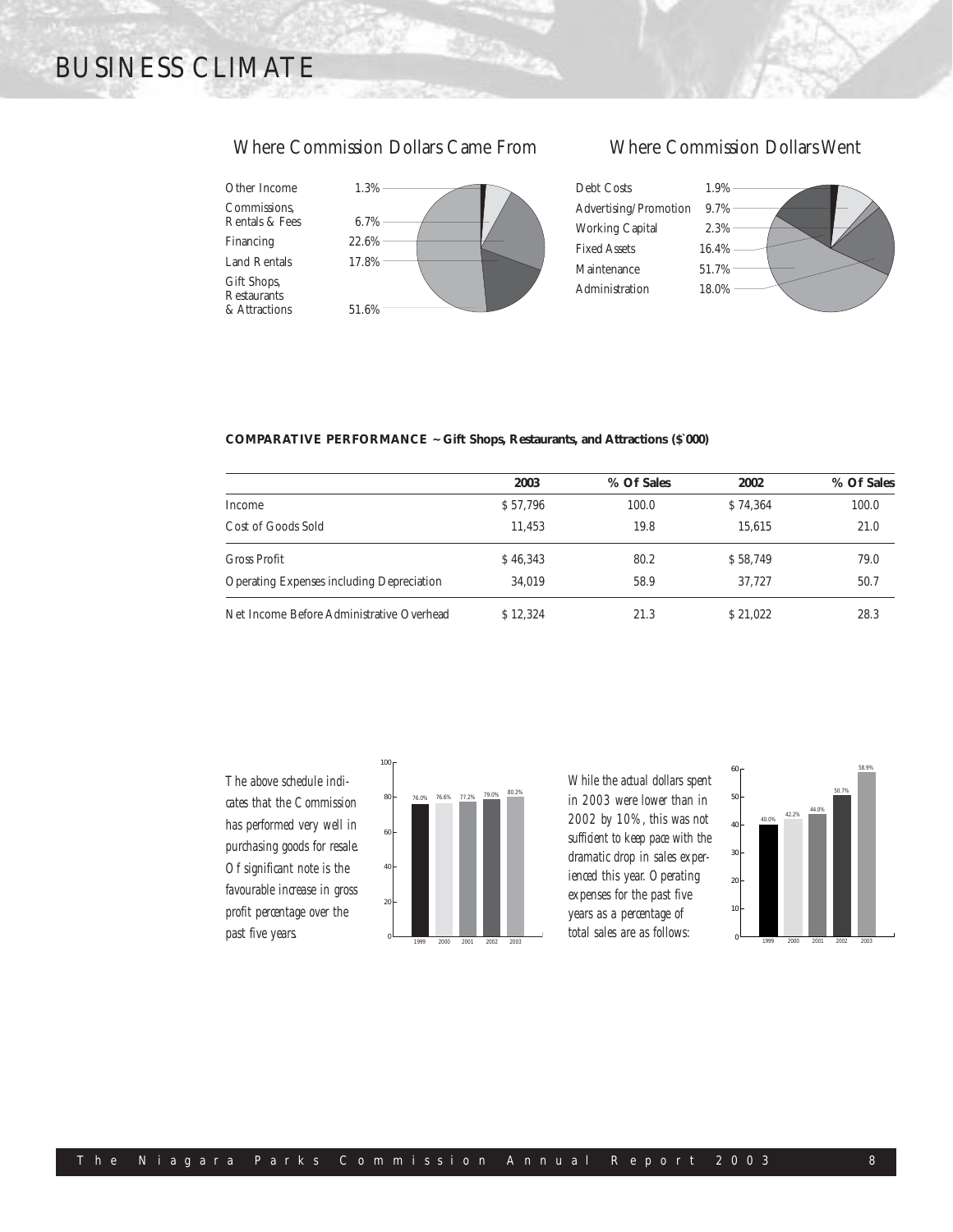# BUSINESS CLIMATE

## Where Commission Dollars Came From

| Source | % |
|---|---|
| Other Income | 1.3% |
| Commissions, Rentals & Fees | 6.7% |
| Financing | 22.6% |
| Land Rentals | 17.8% |
| Gift Shops, Restaurants & Attractions | 51.6% |

## Where Commission Dollars Went

| Use | % |
|---|---|
| Debt Costs | 1.9% |
| Advertising/Promotion | 9.7% |
| Working Capital | 2.3% |
| Fixed Assets | 16.4% |
| Maintenance | 51.7% |
| Administration | 18.0% |

**COMPARATIVE PERFORMANCE ~ Gift Shops, Restaurants, and Attractions ($`000)**

| | 2003 | % Of Sales | 2002 | % Of Sales |
|---|---|---|---|---|
| Income | $ 57,796 | 100.0 | $ 74,364 | 100.0 |
| Cost of Goods Sold | 11,453 | 19.8 | 15,615 | 21.0 |
| Gross Profit | $ 46,343 | 80.2 | $ 58,749 | 79.0 |
| Operating Expenses including Depreciation | 34,019 | 58.9 | 37,727 | 50.7 |
| Net Income Before Administrative Overhead | $ 12,324 | 21.3 | $ 21,022 | 28.3 |

*The above schedule indicates that the Commission has performed very well in purchasing goods for resale. Of significant note is the favourable increase in gross profit percentage over the past five years.*

| Year | Gross Profit % |
|---|---|
| 1999 | 76.0% |
| 2000 | 76.6% |
| 2001 | 77.2% |
| 2002 | 79.0% |
| 2003 | 80.2% |

*While the actual dollars spent in 2003 were lower than in 2002 by 10%, this was not sufficient to keep pace with the dramatic drop in sales experienced this year. Operating expenses for the past five years as a percentage of total sales are as follows:*

| Year | Operating Expenses % |
|---|---|
| 1999 | 40.0% |
| 2000 | 42.2% |
| 2001 | 44.0% |
| 2002 | 50.7% |
| 2003 | 58.9% |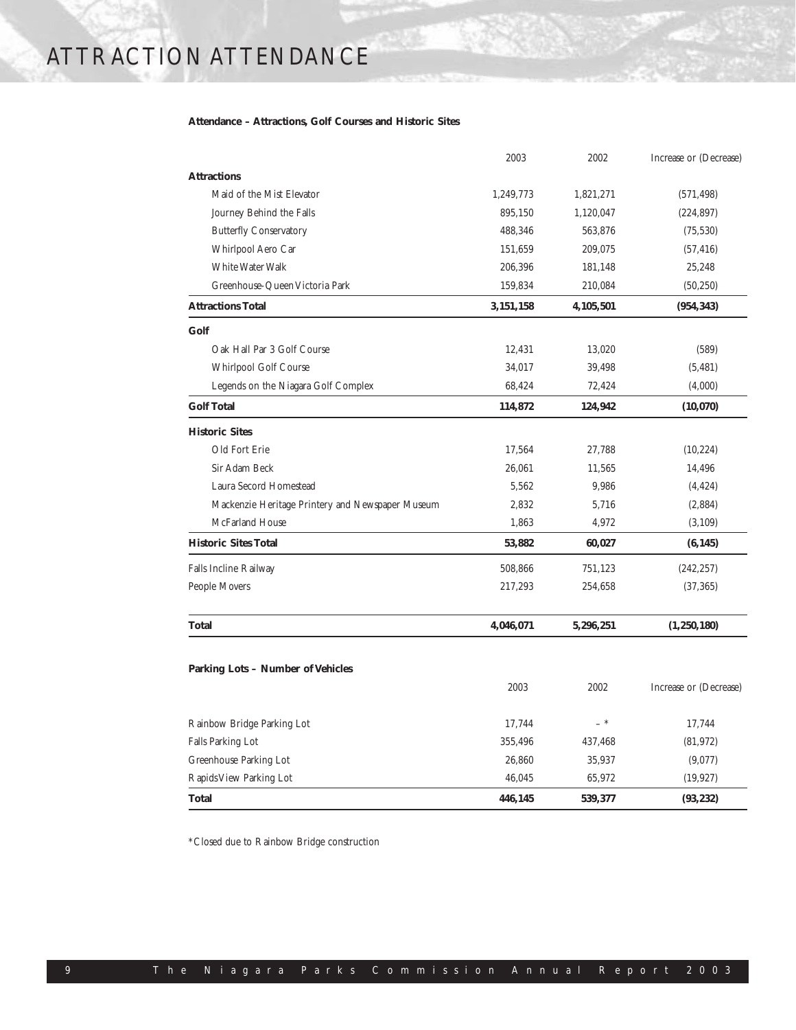# ATTRACTION ATTENDANCE

**Attendance – Attractions, Golf Courses and Historic Sites**

| | 2003 | 2002 | Increase or (Decrease) |
|---|---|---|---|
| **Attractions** | | | |
| Maid of the Mist Elevator | 1,249,773 | 1,821,271 | (571,498) |
| Journey Behind the Falls | 895,150 | 1,120,047 | (224,897) |
| Butterfly Conservatory | 488,346 | 563,876 | (75,530) |
| Whirlpool Aero Car | 151,659 | 209,075 | (57,416) |
| White Water Walk | 206,396 | 181,148 | 25,248 |
| Greenhouse-Queen Victoria Park | 159,834 | 210,084 | (50,250) |
| **Attractions Total** | **3,151,158** | **4,105,501** | **(954,343)** |
| **Golf** | | | |
| Oak Hall Par 3 Golf Course | 12,431 | 13,020 | (589) |
| Whirlpool Golf Course | 34,017 | 39,498 | (5,481) |
| Legends on the Niagara Golf Complex | 68,424 | 72,424 | (4,000) |
| **Golf Total** | **114,872** | **124,942** | **(10,070)** |
| **Historic Sites** | | | |
| Old Fort Erie | 17,564 | 27,788 | (10,224) |
| Sir Adam Beck | 26,061 | 11,565 | 14,496 |
| Laura Secord Homestead | 5,562 | 9,986 | (4,424) |
| Mackenzie Heritage Printery and Newspaper Museum | 2,832 | 5,716 | (2,884) |
| McFarland House | 1,863 | 4,972 | (3,109) |
| **Historic Sites Total** | **53,882** | **60,027** | **(6,145)** |
| Falls Incline Railway | 508,866 | 751,123 | (242,257) |
| People Movers | 217,293 | 254,658 | (37,365) |
| **Total** | **4,046,071** | **5,296,251** | **(1,250,180)** |

**Parking Lots – Number of Vehicles**

| | 2003 | 2002 | Increase or (Decrease) |
|---|---|---|---|
| Rainbow Bridge Parking Lot | 17,744 | – * | 17,744 |
| Falls Parking Lot | 355,496 | 437,468 | (81,972) |
| Greenhouse Parking Lot | 26,860 | 35,937 | (9,077) |
| RapidsView Parking Lot | 46,045 | 65,972 | (19,927) |
| **Total** | **446,145** | **539,377** | **(93,232)** |

*Closed due to Rainbow Bridge construction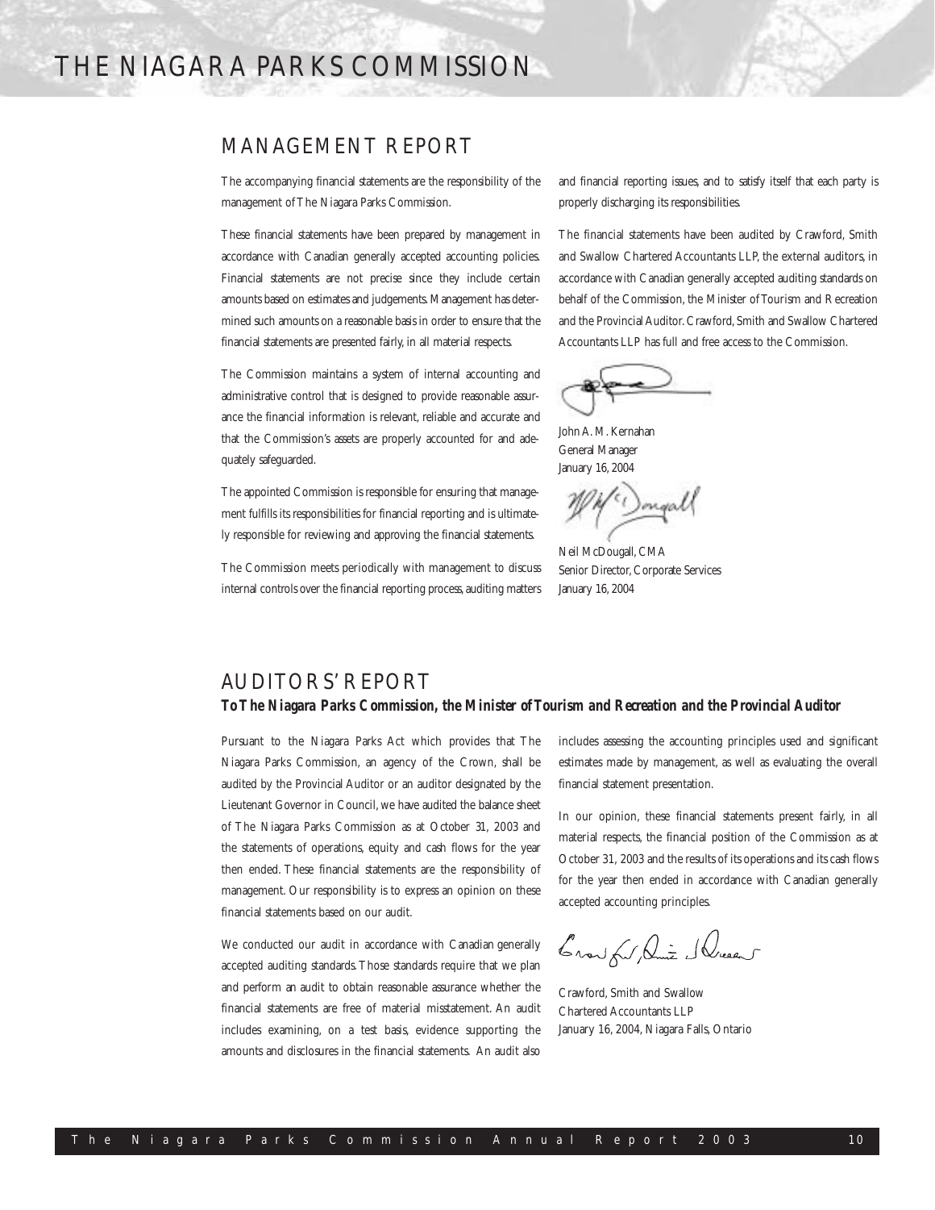# THE NIAGARA PARKS COMMISSION

## MANAGEMENT REPORT

The accompanying financial statements are the responsibility of the management of The Niagara Parks Commission.

These financial statements have been prepared by management in accordance with Canadian generally accepted accounting policies. Financial statements are not precise since they include certain amounts based on estimates and judgements. Management has determined such amounts on a reasonable basis in order to ensure that the financial statements are presented fairly, in all material respects.

The Commission maintains a system of internal accounting and administrative control that is designed to provide reasonable assurance the financial information is relevant, reliable and accurate and that the Commission's assets are properly accounted for and adequately safeguarded.

The appointed Commission is responsible for ensuring that management fulfills its responsibilities for financial reporting and is ultimately responsible for reviewing and approving the financial statements.

The Commission meets periodically with management to discuss internal controls over the financial reporting process, auditing matters and financial reporting issues, and to satisfy itself that each party is properly discharging its responsibilities.

The financial statements have been audited by Crawford, Smith and Swallow Chartered Accountants LLP, the external auditors, in accordance with Canadian generally accepted auditing standards on behalf of the Commission, the Minister of Tourism and Recreation and the Provincial Auditor. Crawford, Smith and Swallow Chartered Accountants LLP has full and free access to the Commission.

John A. M. Kernahan
General Manager
January 16, 2004

Neil McDougall, CMA
Senior Director, Corporate Services
January 16, 2004

## AUDITORS' REPORT

**To The Niagara Parks Commission, the Minister of Tourism and Recreation and the Provincial Auditor**

Pursuant to the Niagara Parks Act which provides that The Niagara Parks Commission, an agency of the Crown, shall be audited by the Provincial Auditor or an auditor designated by the Lieutenant Governor in Council, we have audited the balance sheet of The Niagara Parks Commission as at October 31, 2003 and the statements of operations, equity and cash flows for the year then ended. These financial statements are the responsibility of management. Our responsibility is to express an opinion on these financial statements based on our audit.

We conducted our audit in accordance with Canadian generally accepted auditing standards. Those standards require that we plan and perform an audit to obtain reasonable assurance whether the financial statements are free of material misstatement. An audit includes examining, on a test basis, evidence supporting the amounts and disclosures in the financial statements. An audit also includes assessing the accounting principles used and significant estimates made by management, as well as evaluating the overall financial statement presentation.

In our opinion, these financial statements present fairly, in all material respects, the financial position of the Commission as at October 31, 2003 and the results of its operations and its cash flows for the year then ended in accordance with Canadian generally accepted accounting principles.

Crawford, Smith and Swallow
Chartered Accountants LLP
January 16, 2004, Niagara Falls, Ontario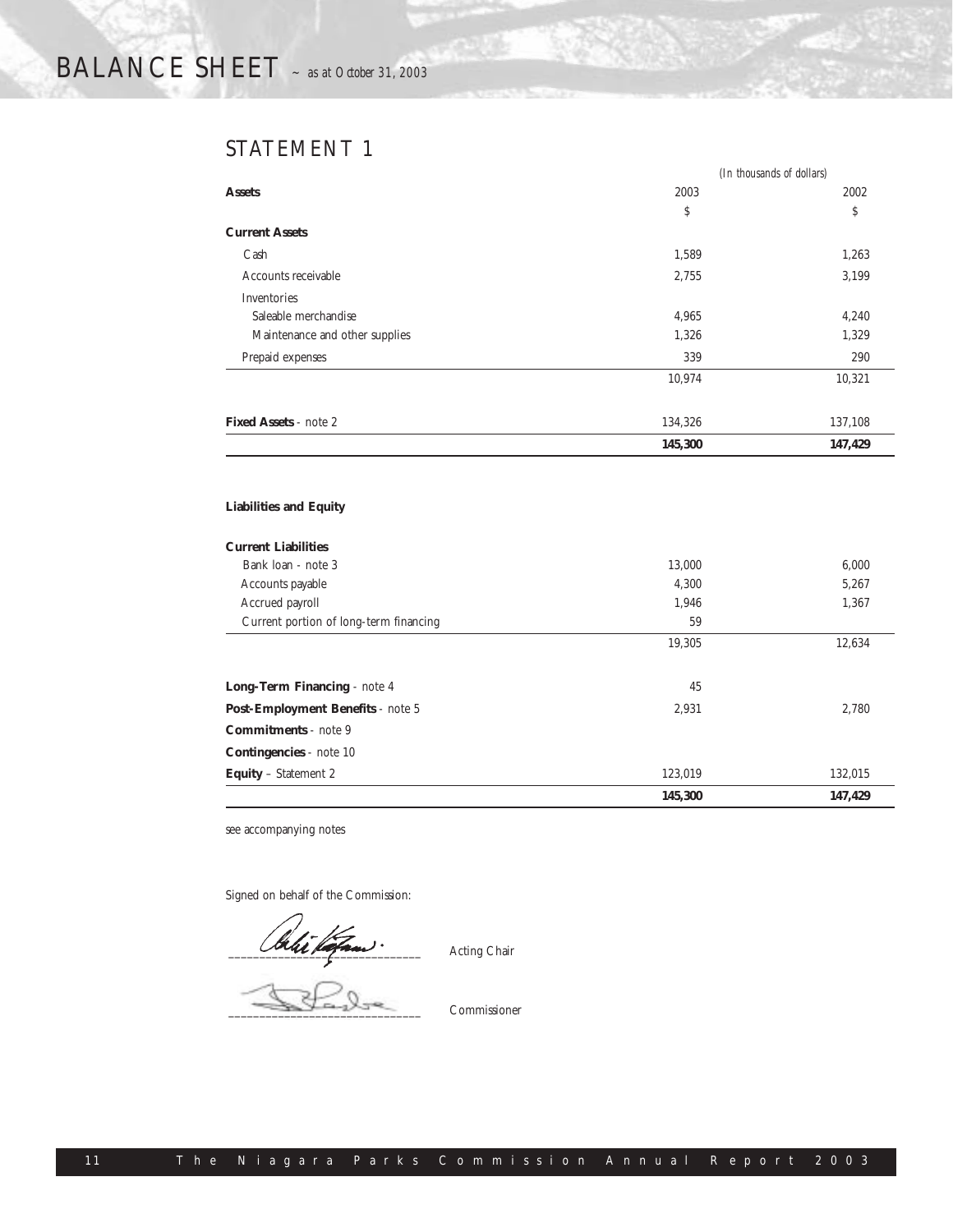# BALANCE SHEET ~ *as at October 31, 2003*

## STATEMENT 1

| | *(In thousands of dollars)* | |
|---|---|---|
| **Assets** | 2003 | 2002 |
| | $ | $ |
| **Current Assets** | | |
| Cash | 1,589 | 1,263 |
| Accounts receivable | 2,755 | 3,199 |
| Inventories | | |
| Saleable merchandise | 4,965 | 4,240 |
| Maintenance and other supplies | 1,326 | 1,329 |
| Prepaid expenses | 339 | 290 |
| | 10,974 | 10,321 |
| **Fixed Assets** - note 2 | 134,326 | 137,108 |
| | **145,300** | **147,429** |

| | 2003 | 2002 |
|---|---|---|
| **Liabilities and Equity** | | |
| **Current Liabilities** | | |
| Bank loan - note 3 | 13,000 | 6,000 |
| Accounts payable | 4,300 | 5,267 |
| Accrued payroll | 1,946 | 1,367 |
| Current portion of long-term financing | 59 | |
| | 19,305 | 12,634 |
| **Long-Term Financing** - note 4 | 45 | |
| **Post-Employment Benefits** - note 5 | 2,931 | 2,780 |
| **Commitments** - note 9 | | |
| **Contingencies** - note 10 | | |
| **Equity** – Statement 2 | 123,019 | 132,015 |
| | **145,300** | **147,429** |

see accompanying notes

Signed on behalf of the Commission:

\_\_\_\_\_\_\_\_\_\_\_\_\_\_\_\_\_\_\_\_\_\_\_\_\_\_\_\_\_\_ Acting Chair

\_\_\_\_\_\_\_\_\_\_\_\_\_\_\_\_\_\_\_\_\_\_\_\_\_\_\_\_\_\_ Commissioner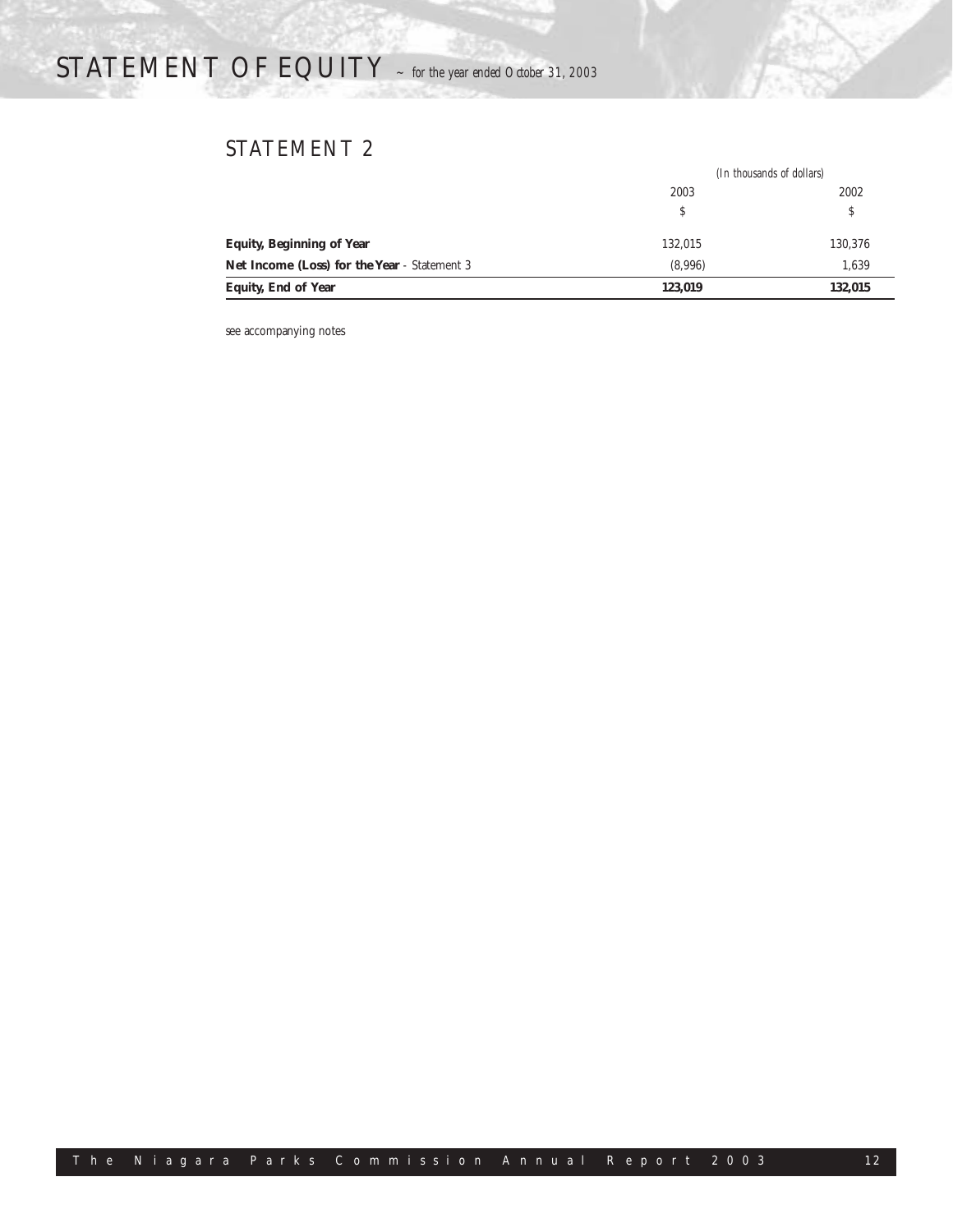# STATEMENT OF EQUITY ~ *for the year ended October 31, 2003*

## STATEMENT 2

| | *(In thousands of dollars)* | |
|---|---|---|
| | 2003 | 2002 |
| | $ | $ |
| **Equity, Beginning of Year** | 132,015 | 130,376 |
| **Net Income (Loss) for the Year** - Statement 3 | (8,996) | 1,639 |
| **Equity, End of Year** | **123,019** | **132,015** |

see accompanying notes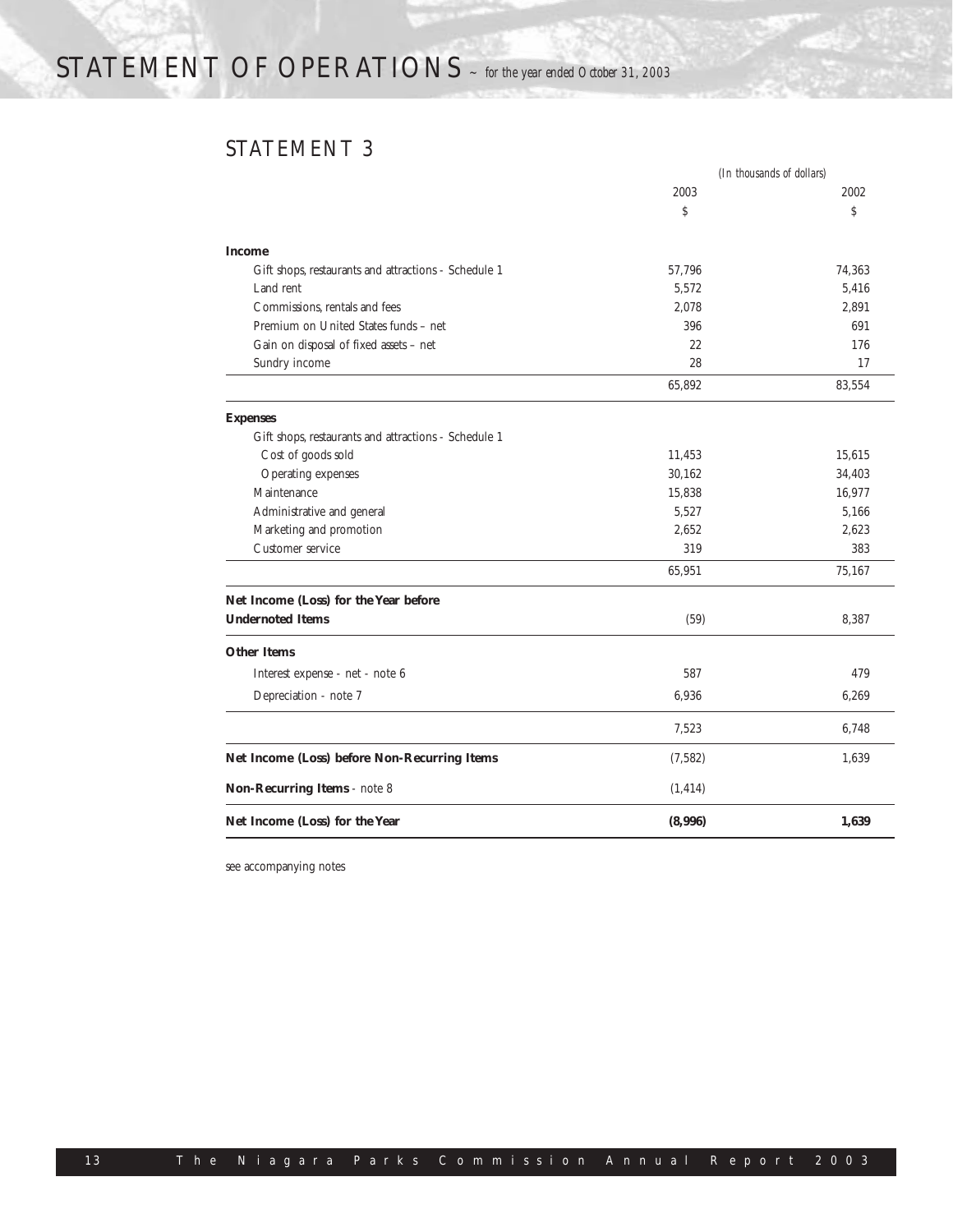# STATEMENT OF OPERATIONS ~ *for the year ended October 31, 2003*

## STATEMENT 3

| | *(In thousands of dollars)* | |
|---|---|---|
| | 2003 | 2002 |
| | $ | $ |
| **Income** | | |
| Gift shops, restaurants and attractions - Schedule 1 | 57,796 | 74,363 |
| Land rent | 5,572 | 5,416 |
| Commissions, rentals and fees | 2,078 | 2,891 |
| Premium on United States funds – net | 396 | 691 |
| Gain on disposal of fixed assets – net | 22 | 176 |
| Sundry income | 28 | 17 |
| | 65,892 | 83,554 |
| **Expenses** | | |
| Gift shops, restaurants and attractions - Schedule 1 | | |
| Cost of goods sold | 11,453 | 15,615 |
| Operating expenses | 30,162 | 34,403 |
| Maintenance | 15,838 | 16,977 |
| Administrative and general | 5,527 | 5,166 |
| Marketing and promotion | 2,652 | 2,623 |
| Customer service | 319 | 383 |
| | 65,951 | 75,167 |
| **Net Income (Loss) for the Year before Undernoted Items** | (59) | 8,387 |
| **Other Items** | | |
| Interest expense - net - note 6 | 587 | 479 |
| Depreciation - note 7 | 6,936 | 6,269 |
| | 7,523 | 6,748 |
| **Net Income (Loss) before Non-Recurring Items** | (7,582) | 1,639 |
| **Non-Recurring Items** - note 8 | (1,414) | |
| **Net Income (Loss) for the Year** | **(8,996)** | **1,639** |

see accompanying notes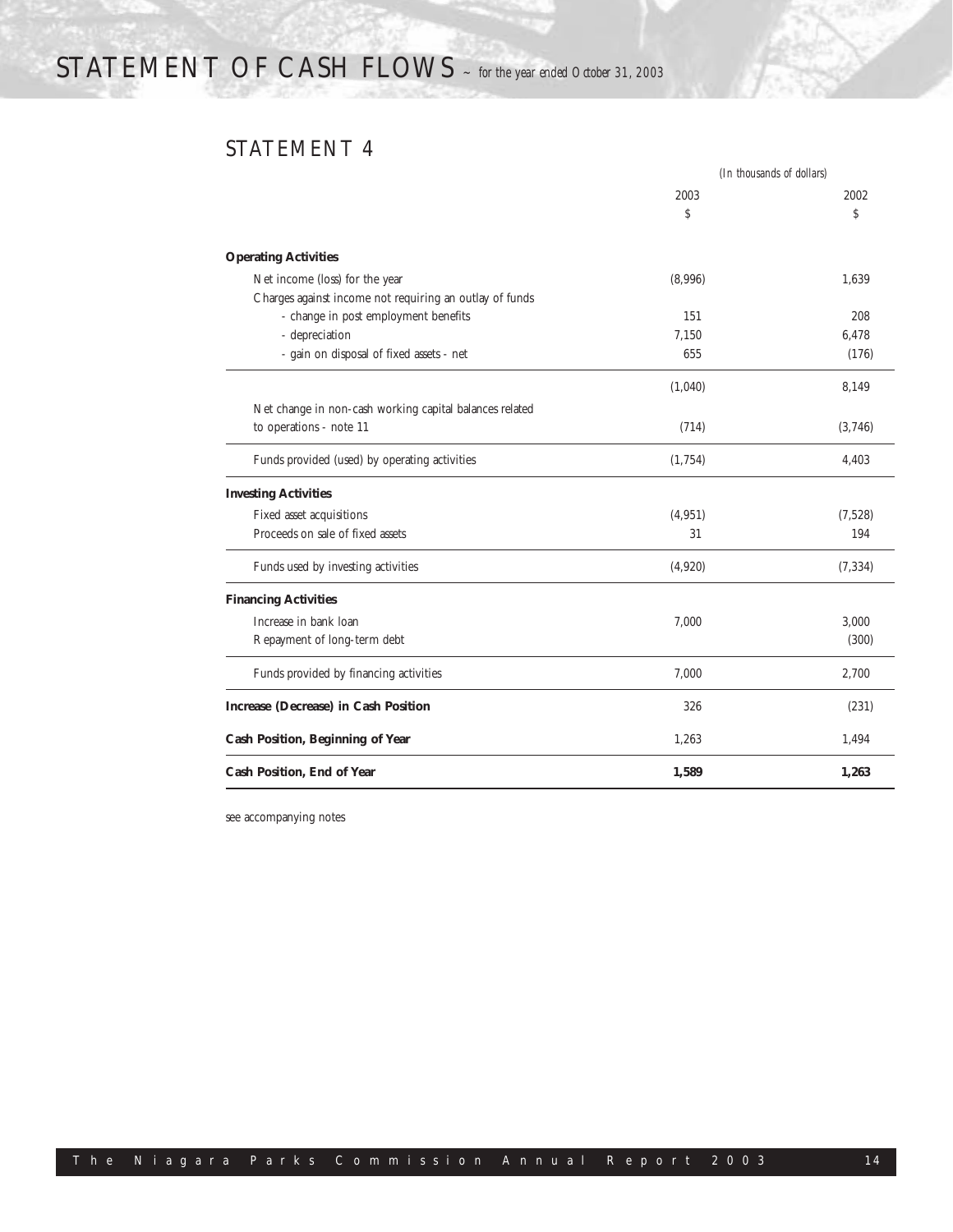# STATEMENT OF CASH FLOWS ~ *for the year ended October 31, 2003*

## STATEMENT 4

| | *(In thousands of dollars)* | |
|---|---|---|
| | 2003 | 2002 |
| | $ | $ |
| **Operating Activities** | | |
| Net income (loss) for the year | (8,996) | 1,639 |
| Charges against income not requiring an outlay of funds | | |
| - change in post employment benefits | 151 | 208 |
| - depreciation | 7,150 | 6,478 |
| - gain on disposal of fixed assets - net | 655 | (176) |
| | (1,040) | 8,149 |
| Net change in non-cash working capital balances related to operations - note 11 | (714) | (3,746) |
| Funds provided (used) by operating activities | (1,754) | 4,403 |
| **Investing Activities** | | |
| Fixed asset acquisitions | (4,951) | (7,528) |
| Proceeds on sale of fixed assets | 31 | 194 |
| Funds used by investing activities | (4,920) | (7,334) |
| **Financing Activities** | | |
| Increase in bank loan | 7,000 | 3,000 |
| Repayment of long-term debt | | (300) |
| Funds provided by financing activities | 7,000 | 2,700 |
| **Increase (Decrease) in Cash Position** | 326 | (231) |
| **Cash Position, Beginning of Year** | 1,263 | 1,494 |
| **Cash Position, End of Year** | **1,589** | **1,263** |

see accompanying notes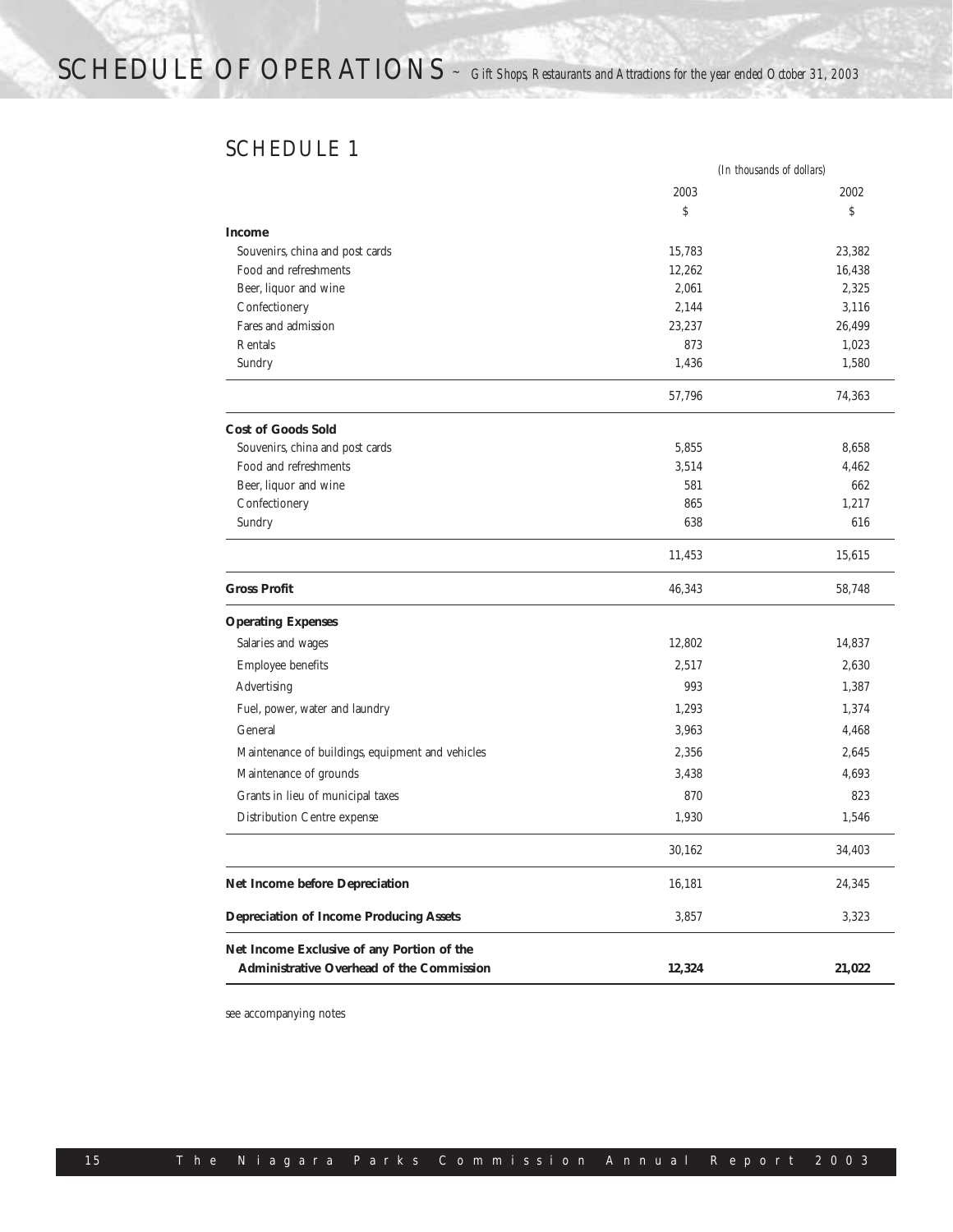# SCHEDULE OF OPERATIONS ~ *Gift Shops, Restaurants and Attractions for the year ended October 31, 2003*

## SCHEDULE 1

| | *(In thousands of dollars)* | |
|---|---|---|
| | 2003 | 2002 |
| | $ | $ |
| **Income** | | |
| Souvenirs, china and post cards | 15,783 | 23,382 |
| Food and refreshments | 12,262 | 16,438 |
| Beer, liquor and wine | 2,061 | 2,325 |
| Confectionery | 2,144 | 3,116 |
| Fares and admission | 23,237 | 26,499 |
| Rentals | 873 | 1,023 |
| Sundry | 1,436 | 1,580 |
| | 57,796 | 74,363 |
| **Cost of Goods Sold** | | |
| Souvenirs, china and post cards | 5,855 | 8,658 |
| Food and refreshments | 3,514 | 4,462 |
| Beer, liquor and wine | 581 | 662 |
| Confectionery | 865 | 1,217 |
| Sundry | 638 | 616 |
| | 11,453 | 15,615 |
| **Gross Profit** | 46,343 | 58,748 |
| **Operating Expenses** | | |
| Salaries and wages | 12,802 | 14,837 |
| Employee benefits | 2,517 | 2,630 |
| Advertising | 993 | 1,387 |
| Fuel, power, water and laundry | 1,293 | 1,374 |
| General | 3,963 | 4,468 |
| Maintenance of buildings, equipment and vehicles | 2,356 | 2,645 |
| Maintenance of grounds | 3,438 | 4,693 |
| Grants in lieu of municipal taxes | 870 | 823 |
| Distribution Centre expense | 1,930 | 1,546 |
| | 30,162 | 34,403 |
| **Net Income before Depreciation** | 16,181 | 24,345 |
| **Depreciation of Income Producing Assets** | 3,857 | 3,323 |
| **Net Income Exclusive of any Portion of the Administrative Overhead of the Commission** | **12,324** | **21,022** |

see accompanying notes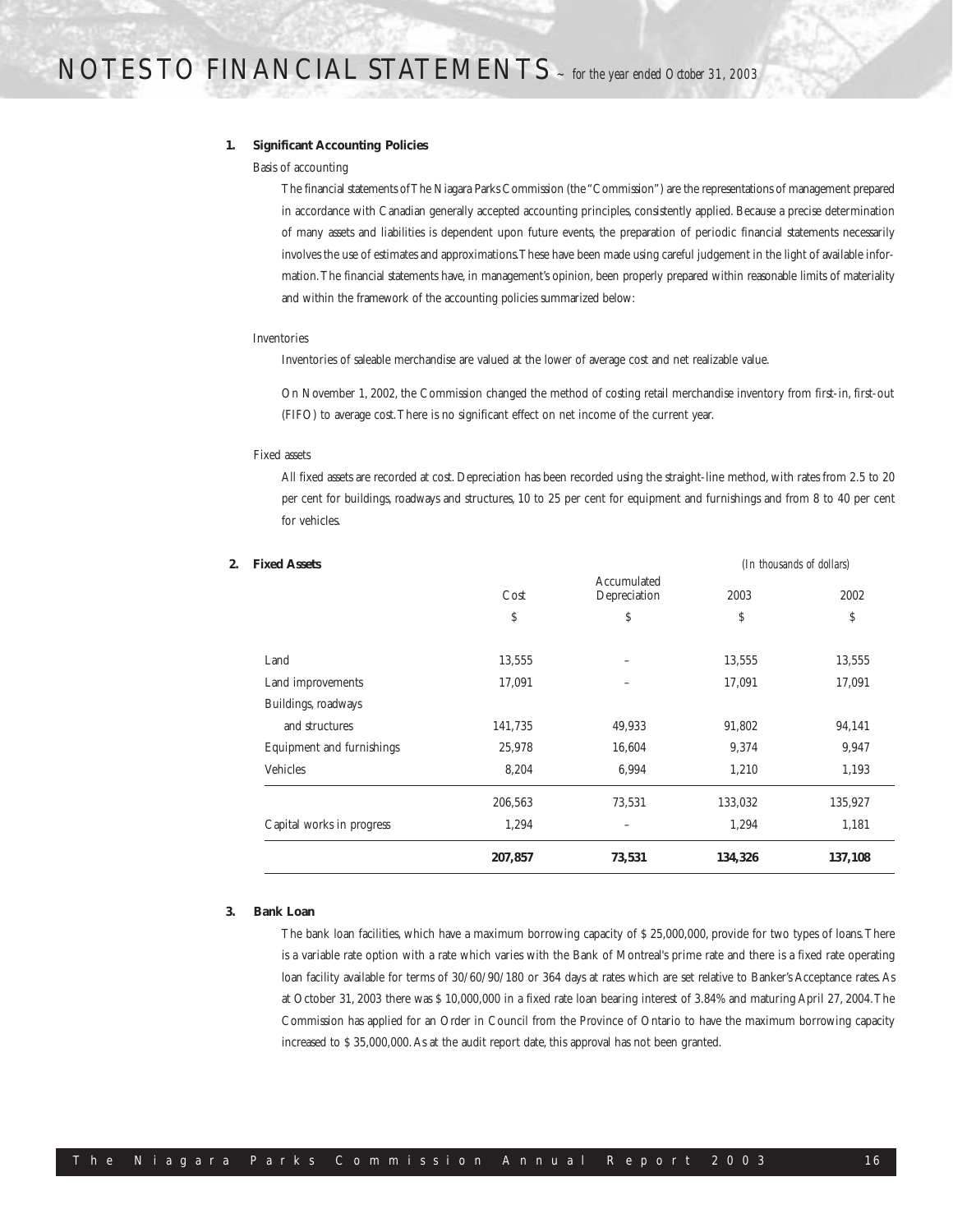# NOTES TO FINANCIAL STATEMENTS ~ *for the year ended October 31, 2003*

## 1. Significant Accounting Policies

*Basis of accounting*

The financial statements of The Niagara Parks Commission (the "Commission") are the representations of management prepared in accordance with Canadian generally accepted accounting principles, consistently applied. Because a precise determination of many assets and liabilities is dependent upon future events, the preparation of periodic financial statements necessarily involves the use of estimates and approximations. These have been made using careful judgement in the light of available information. The financial statements have, in management's opinion, been properly prepared within reasonable limits of materiality and within the framework of the accounting policies summarized below:

*Inventories*

Inventories of saleable merchandise are valued at the lower of average cost and net realizable value.

On November 1, 2002, the Commission changed the method of costing retail merchandise inventory from first-in, first-out (FIFO) to average cost. There is no significant effect on net income of the current year.

*Fixed assets*

All fixed assets are recorded at cost. Depreciation has been recorded using the straight-line method, with rates from 2.5 to 20 per cent for buildings, roadways and structures, 10 to 25 per cent for equipment and furnishings and from 8 to 40 per cent for vehicles.

## 2. Fixed Assets

*(In thousands of dollars)*

| | Cost | Accumulated Depreciation | 2003 | 2002 |
|---|---|---|---|---|
| | $ | $ | $ | $ |
| Land | 13,555 | – | 13,555 | 13,555 |
| Land improvements | 17,091 | – | 17,091 | 17,091 |
| Buildings, roadways and structures | 141,735 | 49,933 | 91,802 | 94,141 |
| Equipment and furnishings | 25,978 | 16,604 | 9,374 | 9,947 |
| Vehicles | 8,204 | 6,994 | 1,210 | 1,193 |
| | 206,563 | 73,531 | 133,032 | 135,927 |
| Capital works in progress | 1,294 | – | 1,294 | 1,181 |
| | **207,857** | **73,531** | **134,326** | **137,108** |

## 3. Bank Loan

The bank loan facilities, which have a maximum borrowing capacity of $ 25,000,000, provide for two types of loans. There is a variable rate option with a rate which varies with the Bank of Montreal's prime rate and there is a fixed rate operating loan facility available for terms of 30/60/90/180 or 364 days at rates which are set relative to Banker's Acceptance rates. As at October 31, 2003 there was $ 10,000,000 in a fixed rate loan bearing interest of 3.84% and maturing April 27, 2004. The Commission has applied for an Order in Council from the Province of Ontario to have the maximum borrowing capacity increased to $ 35,000,000. As at the audit report date, this approval has not been granted.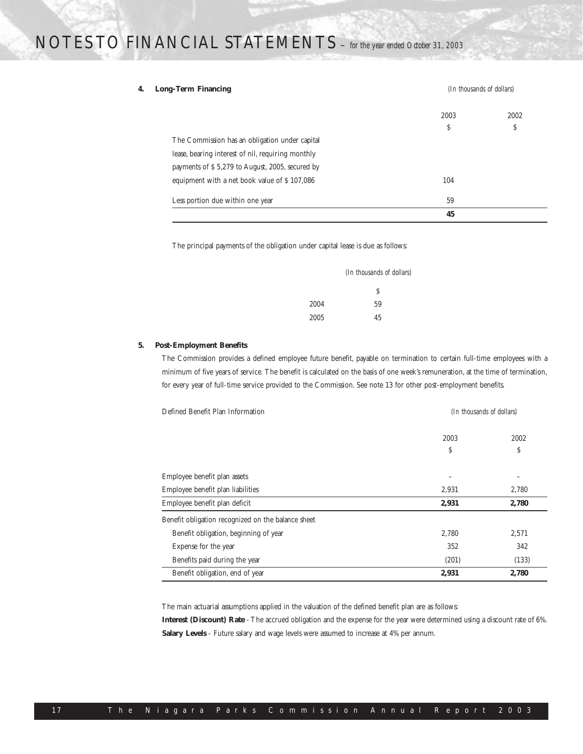# NOTES TO FINANCIAL STATEMENTS ~ *for the year ended October 31, 2003*

**4. Long-Term Financing**

*(In thousands of dollars)*

| | 2003 | 2002 |
|---|---|---|
| | $ | $ |
| The Commission has an obligation under capital lease, bearing interest of nil, requiring monthly payments of $ 5,279 to August, 2005, secured by equipment with a net book value of $ 107,086 | 104 | |
| Less portion due within one year | 59 | |
| | **45** | |

The principal payments of the obligation under capital lease is due as follows:

*(In thousands of dollars)*

| | $ |
|---|---|
| 2004 | 59 |
| 2005 | 45 |

**5. Post-Employment Benefits**

The Commission provides a defined employee future benefit, payable on termination to certain full-time employees with a minimum of five years of service. The benefit is calculated on the basis of one week's remuneration, at the time of termination, for every year of full-time service provided to the Commission. See note 13 for other post-employment benefits.

Defined Benefit Plan Information

*(In thousands of dollars)*

| | 2003 | 2002 |
|---|---|---|
| | $ | $ |
| Employee benefit plan assets | – | – |
| Employee benefit plan liabilities | 2,931 | 2,780 |
| Employee benefit plan deficit | **2,931** | **2,780** |
| Benefit obligation recognized on the balance sheet | | |
| Benefit obligation, beginning of year | 2,780 | 2,571 |
| Expense for the year | 352 | 342 |
| Benefits paid during the year | (201) | (133) |
| Benefit obligation, end of year | **2,931** | **2,780** |

The main actuarial assumptions applied in the valuation of the defined benefit plan are as follows:

**Interest (Discount) Rate** - The accrued obligation and the expense for the year were determined using a discount rate of 6%.

**Salary Levels** - Future salary and wage levels were assumed to increase at 4% per annum.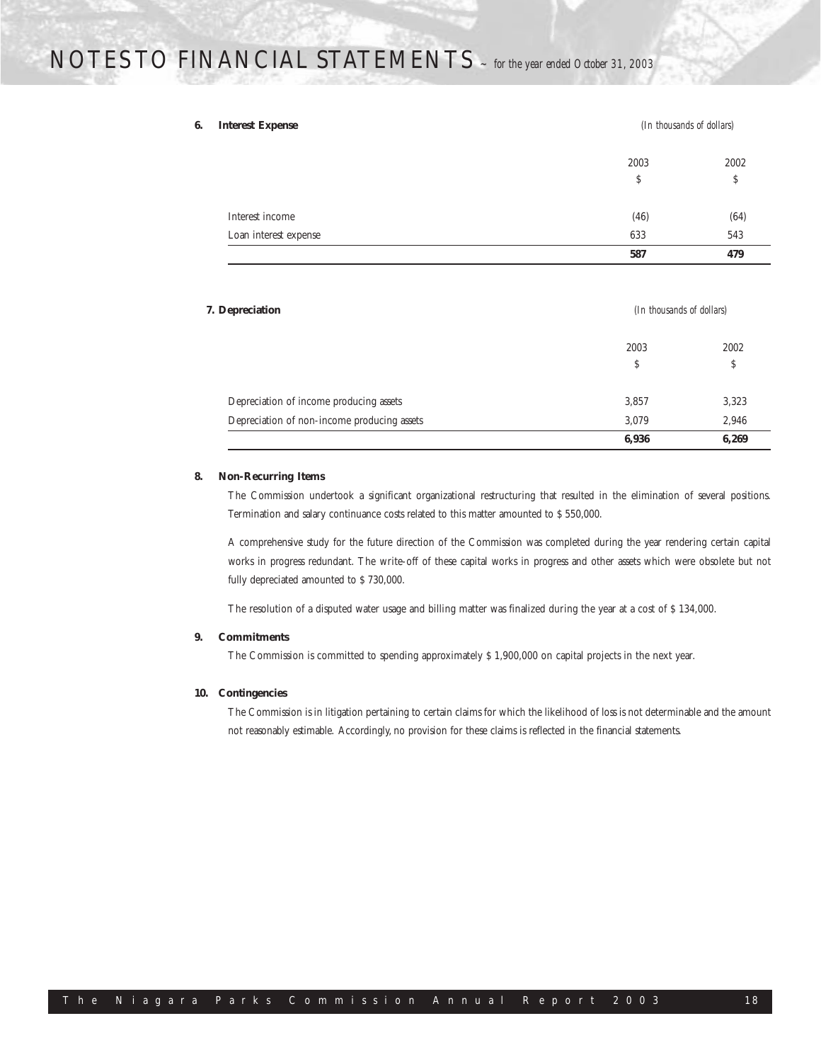# NOTES TO FINANCIAL STATEMENTS ~ *for the year ended October 31, 2003*

**6. Interest Expense**

*(In thousands of dollars)*

| | 2003 | 2002 |
|---|---|---|
| | $ | $ |
| Interest income | (46) | (64) |
| Loan interest expense | 633 | 543 |
| | **587** | **479** |

**7. Depreciation**

*(In thousands of dollars)*

| | 2003 | 2002 |
|---|---|---|
| | $ | $ |
| Depreciation of income producing assets | 3,857 | 3,323 |
| Depreciation of non-income producing assets | 3,079 | 2,946 |
| | **6,936** | **6,269** |

**8. Non-Recurring Items**

The Commission undertook a significant organizational restructuring that resulted in the elimination of several positions. Termination and salary continuance costs related to this matter amounted to $ 550,000.

A comprehensive study for the future direction of the Commission was completed during the year rendering certain capital works in progress redundant. The write-off of these capital works in progress and other assets which were obsolete but not fully depreciated amounted to $ 730,000.

The resolution of a disputed water usage and billing matter was finalized during the year at a cost of $ 134,000.

**9. Commitments**

The Commission is committed to spending approximately $ 1,900,000 on capital projects in the next year.

**10. Contingencies**

The Commission is in litigation pertaining to certain claims for which the likelihood of loss is not determinable and the amount not reasonably estimable. Accordingly, no provision for these claims is reflected in the financial statements.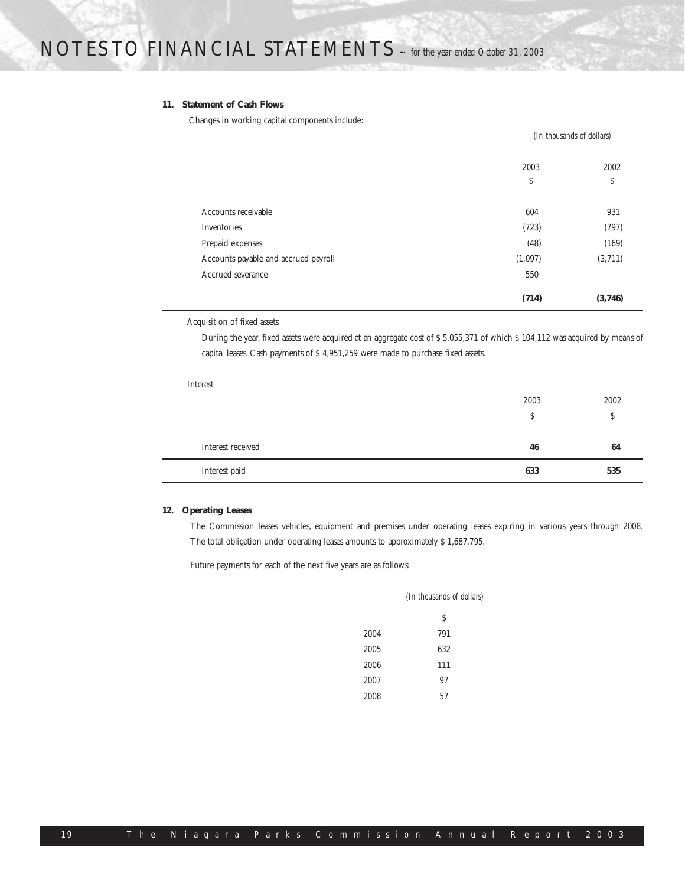# NOTES TO FINANCIAL STATEMENTS ~ *for the year ended October 31, 2003*

**11. Statement of Cash Flows**

Changes in working capital components include:

| | *(In thousands of dollars)* | |
|---|---|---|
| | 2003 | 2002 |
| | $ | $ |
| Accounts receivable | 604 | 931 |
| Inventories | (723) | (797) |
| Prepaid expenses | (48) | (169) |
| Accounts payable and accrued payroll | (1,097) | (3,711) |
| Accrued severance | 550 | |
| | **(714)** | **(3,746)** |

*Acquisition of fixed assets*

During the year, fixed assets were acquired at an aggregate cost of $ 5,055,371 of which $ 104,112 was acquired by means of capital leases. Cash payments of $ 4,951,259 were made to purchase fixed assets.

*Interest*

| | 2003 | 2002 |
|---|---|---|
| | $ | $ |
| Interest received | **46** | **64** |
| Interest paid | **633** | **535** |

**12. Operating Leases**

The Commission leases vehicles, equipment and premises under operating leases expiring in various years through 2008. The total obligation under operating leases amounts to approximately $ 1,687,795.

Future payments for each of the next five years are as follows:

| | *(In thousands of dollars)* |
|---|---|
| | $ |
| 2004 | 791 |
| 2005 | 632 |
| 2006 | 111 |
| 2007 | 97 |
| 2008 | 57 |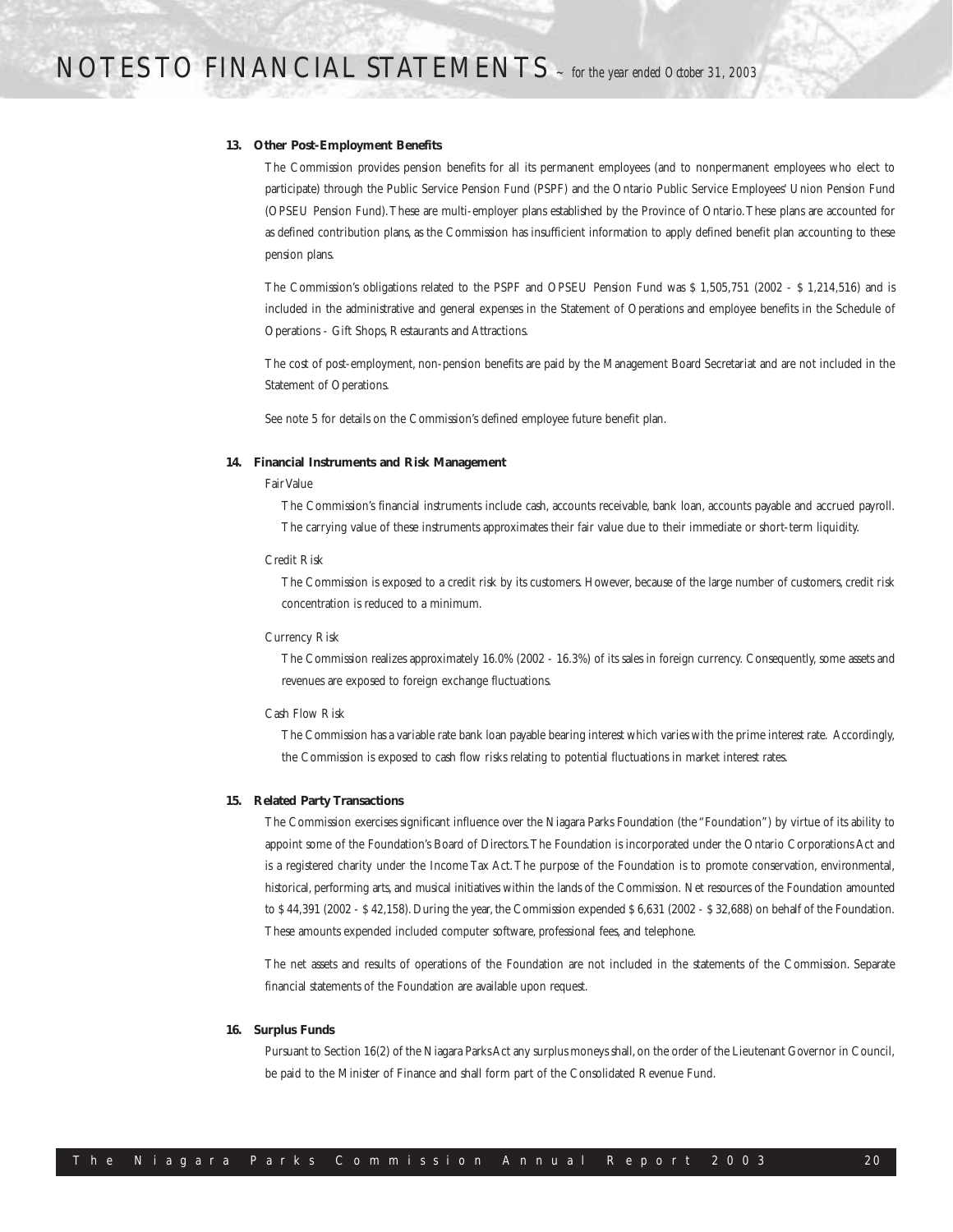## 13. Other Post-Employment Benefits

The Commission provides pension benefits for all its permanent employees (and to nonpermanent employees who elect to participate) through the Public Service Pension Fund (PSPF) and the Ontario Public Service Employees' Union Pension Fund (OPSEU Pension Fund). These are multi-employer plans established by the Province of Ontario. These plans are accounted for as defined contribution plans, as the Commission has insufficient information to apply defined benefit plan accounting to these pension plans.

The Commission's obligations related to the PSPF and OPSEU Pension Fund was $ 1,505,751 (2002 - $ 1,214,516) and is included in the administrative and general expenses in the Statement of Operations and employee benefits in the Schedule of Operations - Gift Shops, Restaurants and Attractions.

The cost of post-employment, non-pension benefits are paid by the Management Board Secretariat and are not included in the Statement of Operations.

See note 5 for details on the Commission's defined employee future benefit plan.

## 14. Financial Instruments and Risk Management

Fair Value

The Commission's financial instruments include cash, accounts receivable, bank loan, accounts payable and accrued payroll. The carrying value of these instruments approximates their fair value due to their immediate or short-term liquidity.

Credit Risk

The Commission is exposed to a credit risk by its customers. However, because of the large number of customers, credit risk concentration is reduced to a minimum.

Currency Risk

The Commission realizes approximately 16.0% (2002 - 16.3%) of its sales in foreign currency. Consequently, some assets and revenues are exposed to foreign exchange fluctuations.

Cash Flow Risk

The Commission has a variable rate bank loan payable bearing interest which varies with the prime interest rate. Accordingly, the Commission is exposed to cash flow risks relating to potential fluctuations in market interest rates.

## 15. Related Party Transactions

The Commission exercises significant influence over the Niagara Parks Foundation (the "Foundation") by virtue of its ability to appoint some of the Foundation's Board of Directors. The Foundation is incorporated under the Ontario Corporations Act and is a registered charity under the Income Tax Act. The purpose of the Foundation is to promote conservation, environmental, historical, performing arts, and musical initiatives within the lands of the Commission. Net resources of the Foundation amounted to $ 44,391 (2002 - $ 42,158). During the year, the Commission expended $ 6,631 (2002 - $ 32,688) on behalf of the Foundation. These amounts expended included computer software, professional fees, and telephone.

The net assets and results of operations of the Foundation are not included in the statements of the Commission. Separate financial statements of the Foundation are available upon request.

## 16. Surplus Funds

Pursuant to Section 16(2) of the Niagara Parks Act any surplus moneys shall, on the order of the Lieutenant Governor in Council, be paid to the Minister of Finance and shall form part of the Consolidated Revenue Fund.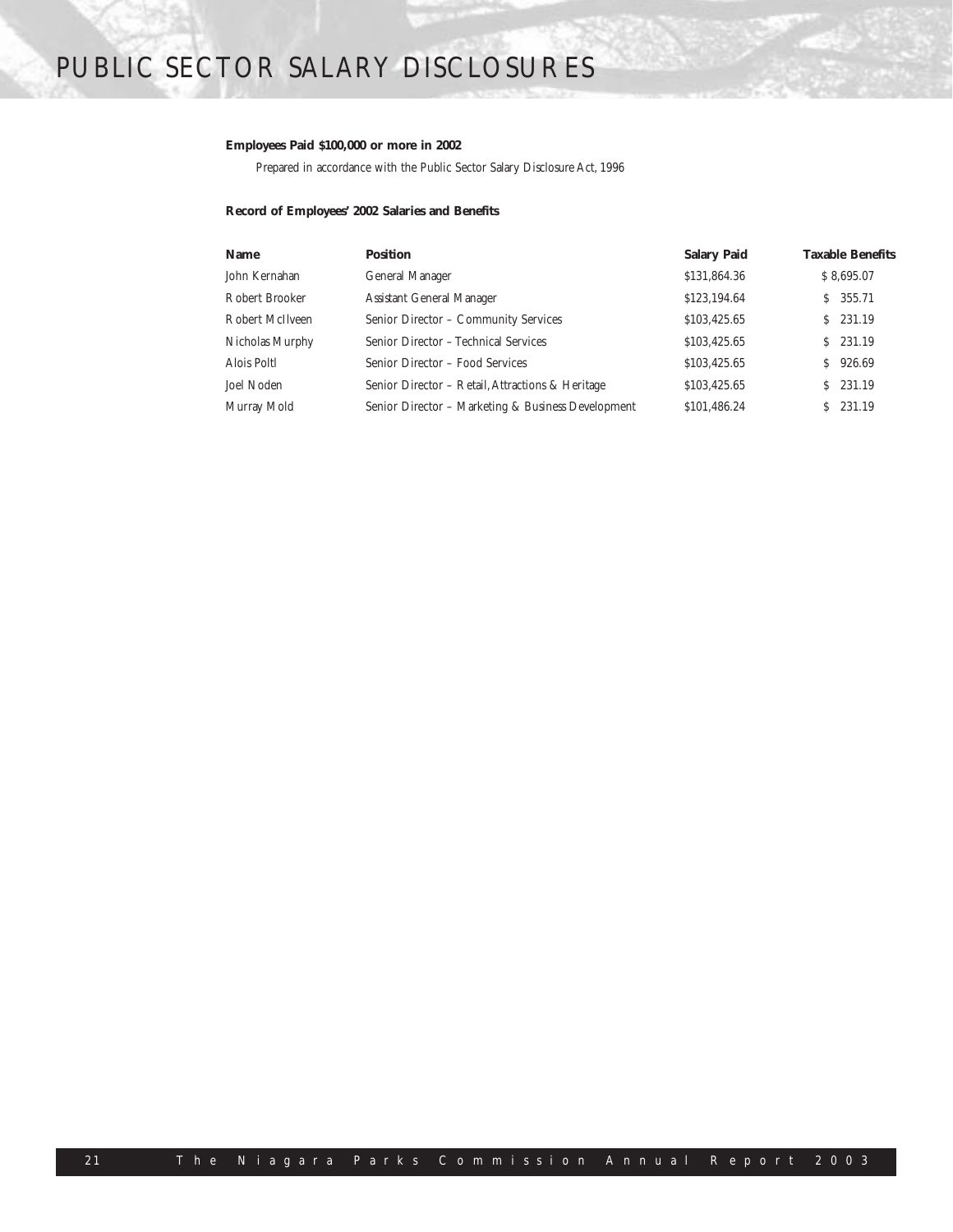# PUBLIC SECTOR SALARY DISCLOSURES

**Employees Paid $100,000 or more in 2002**

Prepared in accordance with the Public Sector Salary Disclosure Act, 1996

**Record of Employees' 2002 Salaries and Benefits**

| Name | Position | Salary Paid | Taxable Benefits |
|---|---|---|---|
| John Kernahan | General Manager | $131,864.36 | $ 8,695.07 |
| Robert Brooker | Assistant General Manager | $123,194.64 | $ 355.71 |
| Robert McIlveen | Senior Director – Community Services | $103,425.65 | $ 231.19 |
| Nicholas Murphy | Senior Director – Technical Services | $103,425.65 | $ 231.19 |
| Alois Poltl | Senior Director – Food Services | $103,425.65 | $ 926.69 |
| Joel Noden | Senior Director – Retail, Attractions & Heritage | $103,425.65 | $ 231.19 |
| Murray Mold | Senior Director – Marketing & Business Development | $101,486.24 | $ 231.19 |